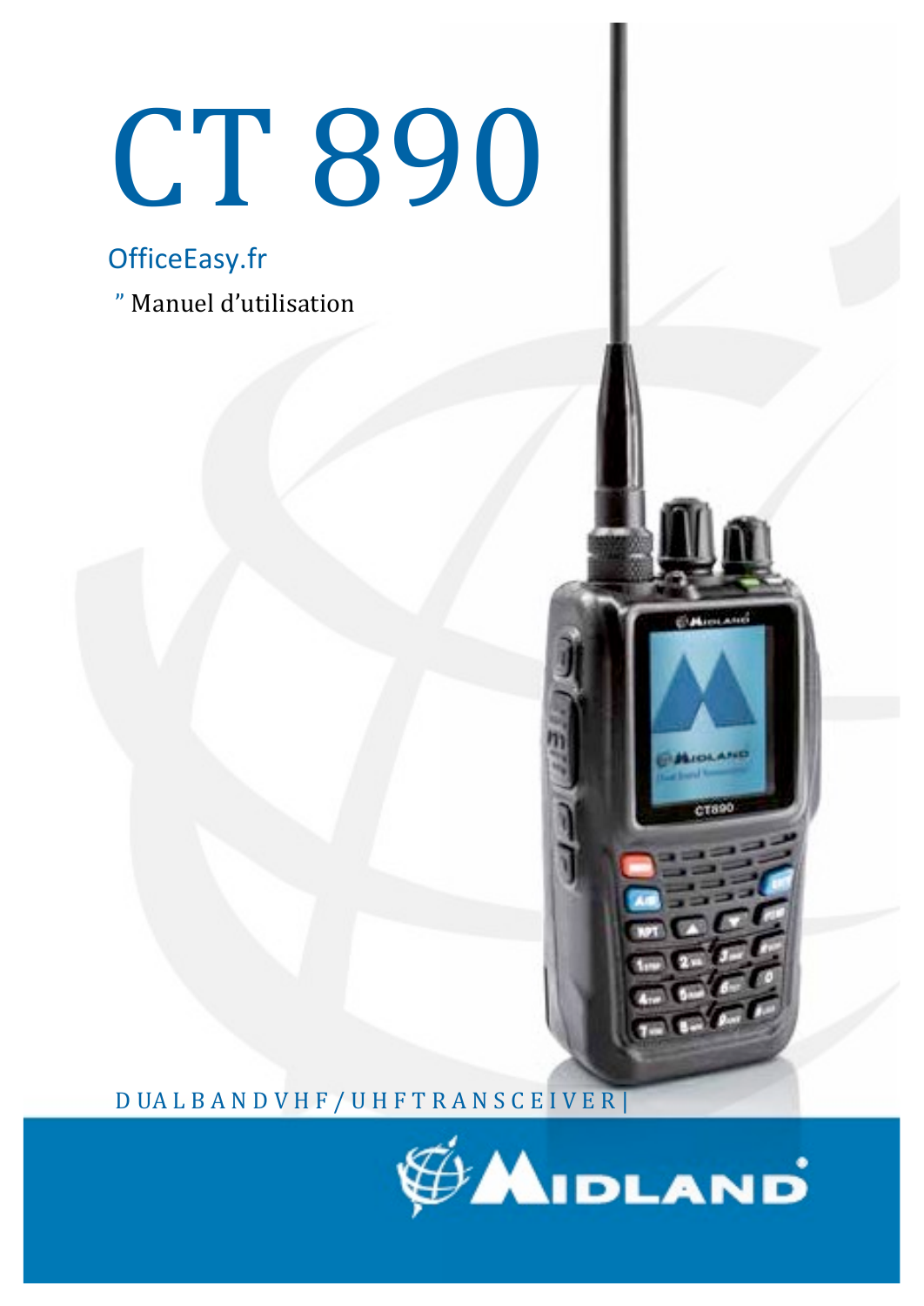# CT 890

OfficeEasy.fr

" Manuel d'utilisation

D U A L B A N D V H F / U H F T R A N S C E I V E R |

MIDLAND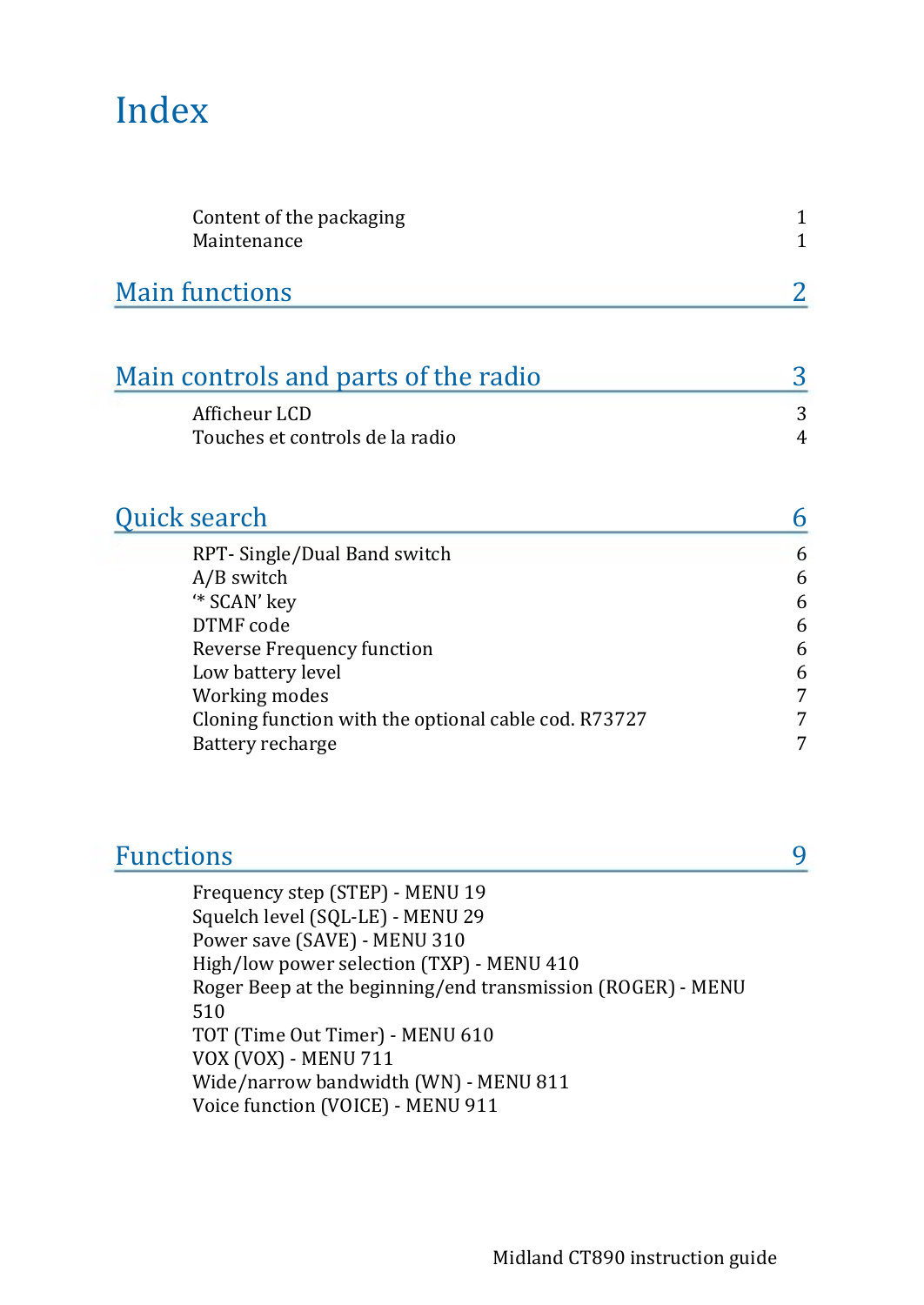# Index

| | |
|---|---|
| Content of the packaging | 1 |
| Maintenance | 1 |

## Main functions 2

## Main controls and parts of the radio 3

| | |
|---|---|
| Afficheur LCD | 3 |
| Touches et controls de la radio | 4 |

## Quick search 6

| | |
|---|---|
| RPT- Single/Dual Band switch | 6 |
| A/B switch | 6 |
| '* SCAN' key | 6 |
| DTMF code | 6 |
| Reverse Frequency function | 6 |
| Low battery level | 6 |
| Working modes | 7 |
| Cloning function with the optional cable cod. R73727 | 7 |
| Battery recharge | 7 |

## Functions 9

- Frequency step (STEP) - MENU 19
- Squelch level (SQL-LE) - MENU 29
- Power save (SAVE) - MENU 310
- High/low power selection (TXP) - MENU 410
- Roger Beep at the beginning/end transmission (ROGER) - MENU 510
- TOT (Time Out Timer) - MENU 610
- VOX (VOX) - MENU 711
- Wide/narrow bandwidth (WN) - MENU 811
- Voice function (VOICE) - MENU 911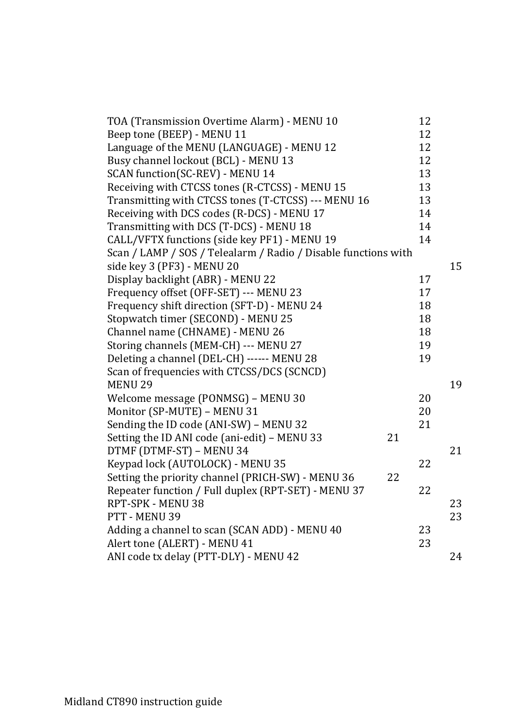TOA (Transmission Overtime Alarm) - MENU 10 12
Beep tone (BEEP) - MENU 11 12
Language of the MENU (LANGUAGE) - MENU 12 12
Busy channel lockout (BCL) - MENU 13 12
SCAN function(SC-REV) - MENU 14 13
Receiving with CTCSS tones (R-CTCSS) - MENU 15 13
Transmitting with CTCSS tones (T-CTCSS) --- MENU 16 13
Receiving with DCS codes (R-DCS) - MENU 17 14
Transmitting with DCS (T-DCS) - MENU 18 14
CALL/VFTX functions (side key PF1) - MENU 19 14
Scan / LAMP / SOS / Telealarm / Radio / Disable functions with side key 3 (PF3) - MENU 20 15
Display backlight (ABR) - MENU 22 17
Frequency offset (OFF-SET) --- MENU 23 17
Frequency shift direction (SFT-D) - MENU 24 18
Stopwatch timer (SECOND) - MENU 25 18
Channel name (CHNAME) - MENU 26 18
Storing channels (MEM-CH) --- MENU 27 19
Deleting a channel (DEL-CH) ------ MENU 28 19
Scan of frequencies with CTCSS/DCS (SCNCD) MENU 29 19
Welcome message (PONMSG) – MENU 30 20
Monitor (SP-MUTE) – MENU 31 20
Sending the ID code (ANI-SW) – MENU 32 21
Setting the ID ANI code (ani-edit) – MENU 33 21
DTMF (DTMF-ST) – MENU 34 21
Keypad lock (AUTOLOCK) - MENU 35 22
Setting the priority channel (PRICH-SW) - MENU 36 22
Repeater function / Full duplex (RPT-SET) - MENU 37 22
RPT-SPK - MENU 38 23
PTT - MENU 39 23
Adding a channel to scan (SCAN ADD) - MENU 40 23
Alert tone (ALERT) - MENU 41 23
ANI code tx delay (PTT-DLY) - MENU 42 24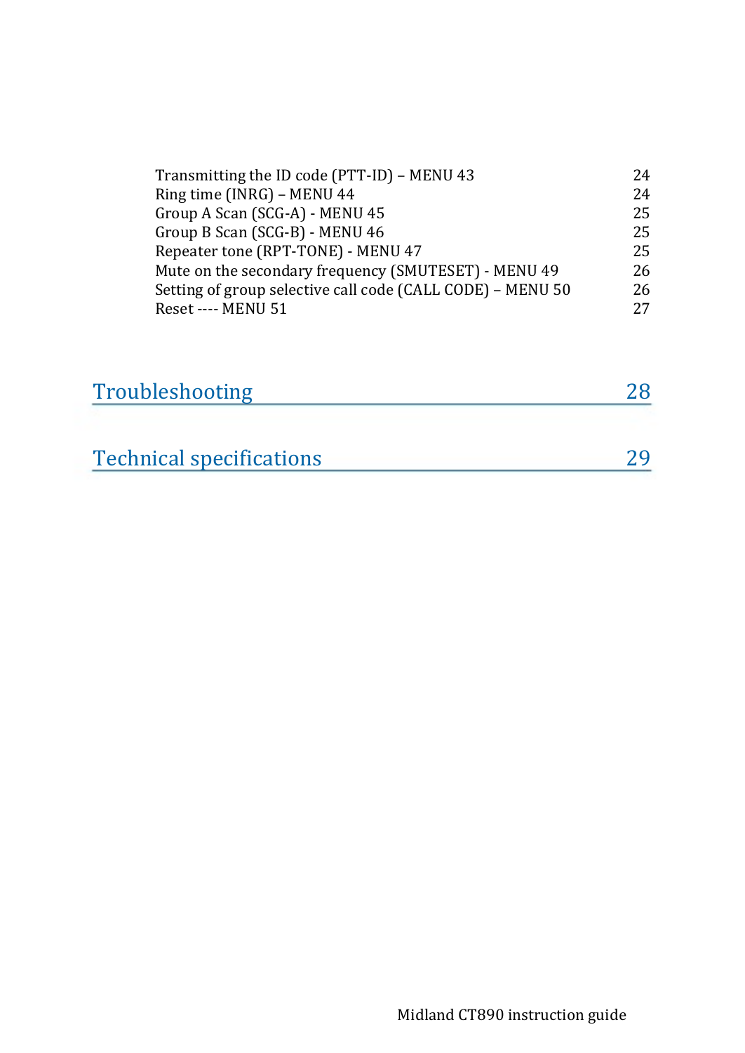Transmitting the ID code (PTT-ID) – MENU 43 24
Ring time (INRG) – MENU 44 24
Group A Scan (SCG-A) - MENU 45 25
Group B Scan (SCG-B) - MENU 46 25
Repeater tone (RPT-TONE) - MENU 47 25
Mute on the secondary frequency (SMUTESET) - MENU 49 26
Setting of group selective call code (CALL CODE) – MENU 50 26
Reset ---- MENU 51 27

## Troubleshooting 28

## Technical specifications 29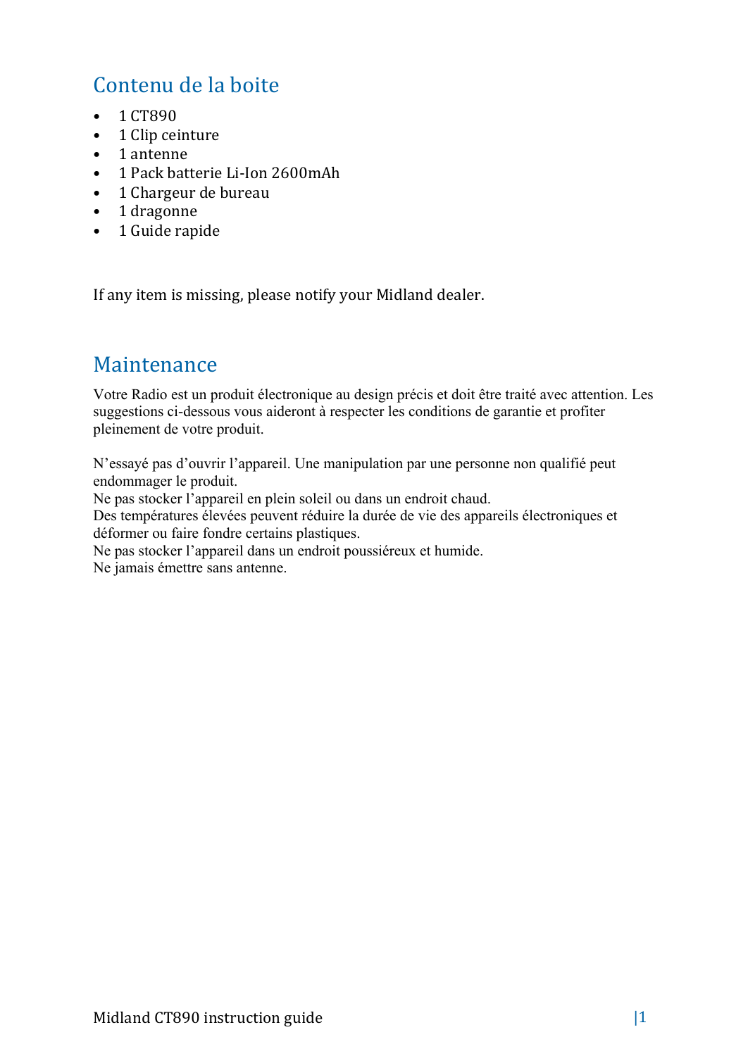## Contenu de la boite

- 1 CT890
- 1 Clip ceinture
- 1 antenne
- 1 Pack batterie Li-Ion 2600mAh
- 1 Chargeur de bureau
- 1 dragonne
- 1 Guide rapide

If any item is missing, please notify your Midland dealer.

## Maintenance

Votre Radio est un produit électronique au design précis et doit être traité avec attention. Les suggestions ci-dessous vous aideront à respecter les conditions de garantie et profiter pleinement de votre produit.

N'essayé pas d'ouvrir l'appareil. Une manipulation par une personne non qualifié peut endommager le produit.
Ne pas stocker l'appareil en plein soleil ou dans un endroit chaud.
Des températures élevées peuvent réduire la durée de vie des appareils électroniques et déformer ou faire fondre certains plastiques.
Ne pas stocker l'appareil dans un endroit poussiéreux et humide.
Ne jamais émettre sans antenne.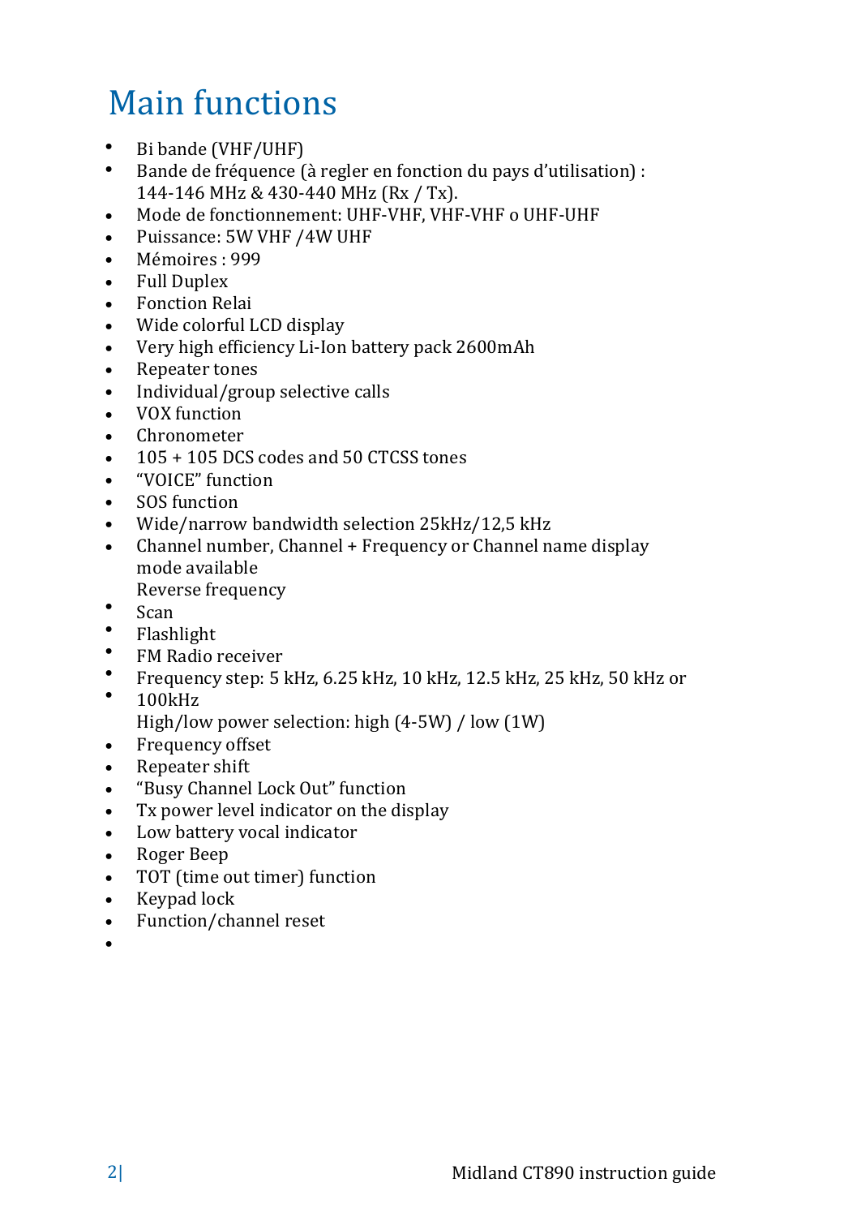# Main functions

- Bi bande (VHF/UHF)
- Bande de fréquence (à regler en fonction du pays d'utilisation) : 144-146 MHz & 430-440 MHz (Rx / Tx).
- Mode de fonctionnement: UHF-VHF, VHF-VHF o UHF-UHF
- Puissance: 5W VHF /4W UHF
- Mémoires : 999
- Full Duplex
- Fonction Relai
- Wide colorful LCD display
- Very high efficiency Li-Ion battery pack 2600mAh
- Repeater tones
- Individual/group selective calls
- VOX function
- Chronometer
- 105 + 105 DCS codes and 50 CTCSS tones
- "VOICE" function
- SOS function
- Wide/narrow bandwidth selection 25kHz/12,5 kHz
- Channel number, Channel + Frequency or Channel name display mode available
  Reverse frequency
- Scan
- Flashlight
- FM Radio receiver
- Frequency step: 5 kHz, 6.25 kHz, 10 kHz, 12.5 kHz, 25 kHz, 50 kHz or
- 100kHz
  High/low power selection: high (4-5W) / low (1W)
- Frequency offset
- Repeater shift
- "Busy Channel Lock Out" function
- Tx power level indicator on the display
- Low battery vocal indicator
- Roger Beep
- TOT (time out timer) function
- Keypad lock
- Function/channel reset
-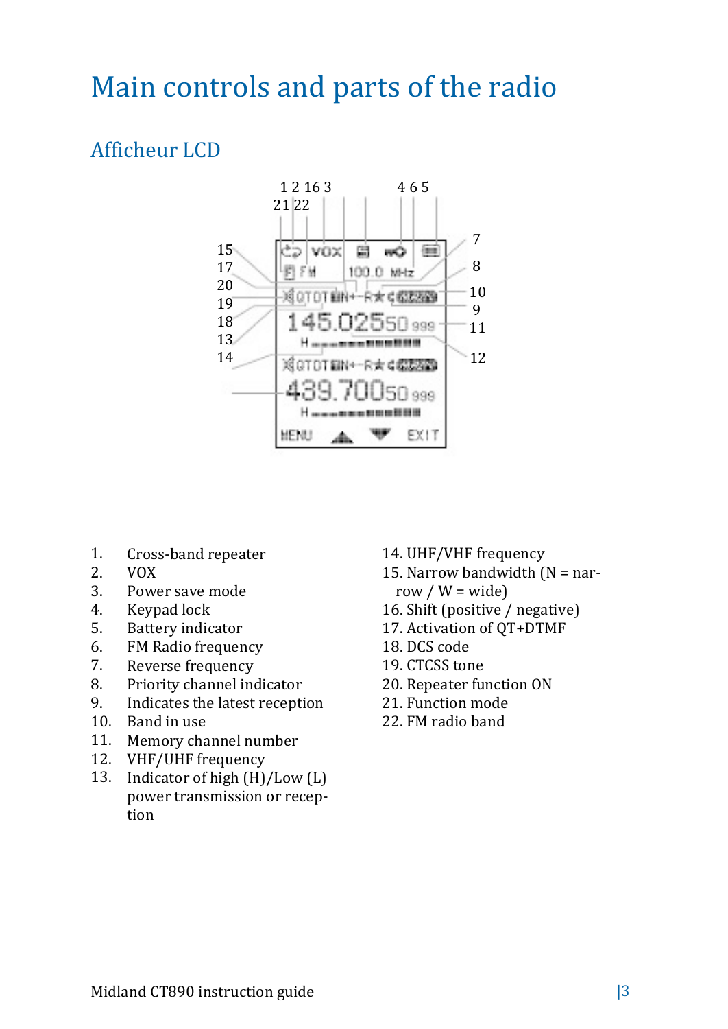# Main controls and parts of the radio

## Afficheur LCD

1. Cross-band repeater
2. VOX
3. Power save mode
4. Keypad lock
5. Battery indicator
6. FM Radio frequency
7. Reverse frequency
8. Priority channel indicator
9. Indicates the latest reception
10. Band in use
11. Memory channel number
12. VHF/UHF frequency
13. Indicator of high (H)/Low (L) power transmission or reception
14. UHF/VHF frequency
15. Narrow bandwidth (N = narrow / W = wide)
16. Shift (positive / negative)
17. Activation of QT+DTMF
18. DCS code
19. CTCSS tone
20. Repeater function ON
21. Function mode
22. FM radio band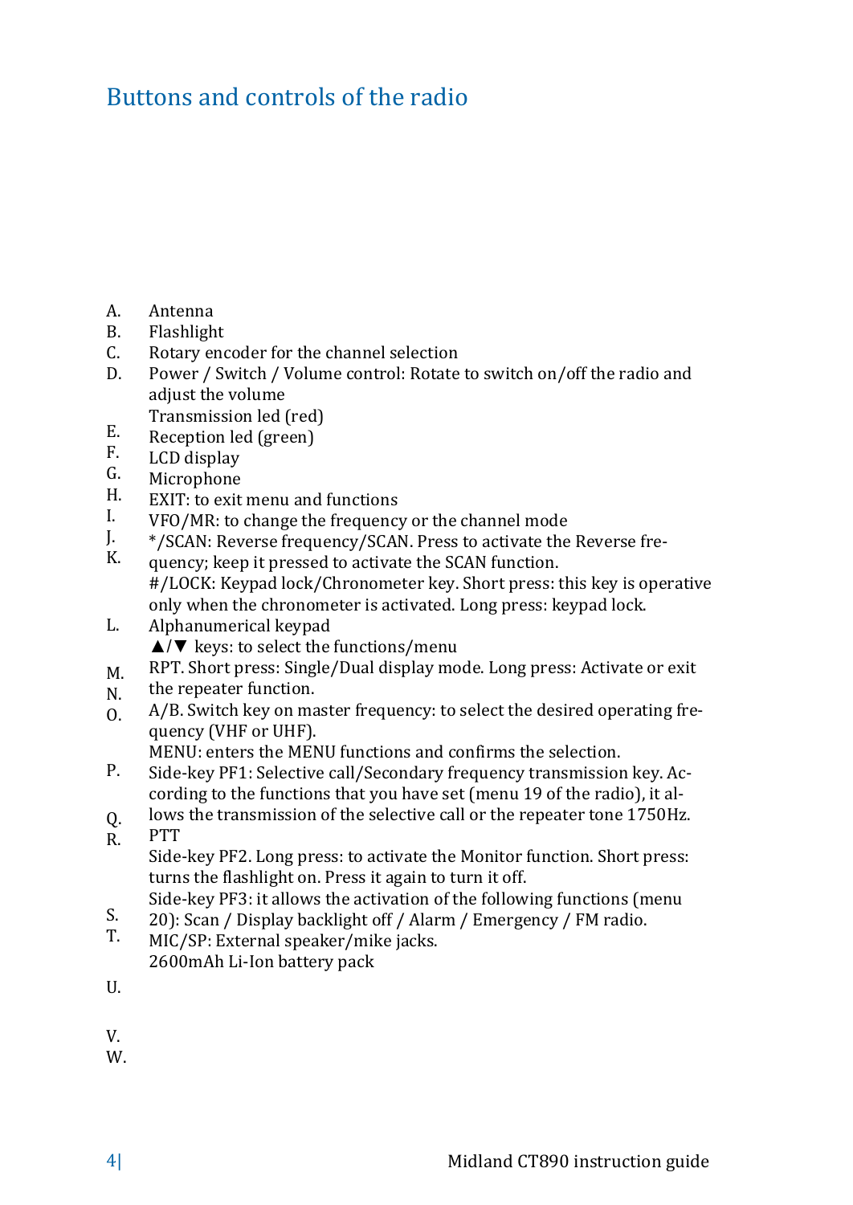## Buttons and controls of the radio

A. Antenna
B. Flashlight
C. Rotary encoder for the channel selection
D. Power / Switch / Volume control: Rotate to switch on/off the radio and adjust the volume
E. Transmission led (red)
F. Reception led (green)
G. LCD display
H. Microphone
I. EXIT: to exit menu and functions
J. VFO/MR: to change the frequency or the channel mode
K. */SCAN: Reverse frequency/SCAN. Press to activate the Reverse frequency; keep it pressed to activate the SCAN function.
L. #/LOCK: Keypad lock/Chronometer key. Short press: this key is operative only when the chronometer is activated. Long press: keypad lock.
M. Alphanumerical keypad
N. ▲/▼ keys: to select the functions/menu
O. RPT. Short press: Single/Dual display mode. Long press: Activate or exit the repeater function.
P. A/B. Switch key on master frequency: to select the desired operating frequency (VHF or UHF).
Q. MENU: enters the MENU functions and confirms the selection.
R. Side-key PF1: Selective call/Secondary frequency transmission key. According to the functions that you have set (menu 19 of the radio), it allows the transmission of the selective call or the repeater tone 1750Hz.
S. PTT
T. Side-key PF2. Long press: to activate the Monitor function. Short press: turns the flashlight on. Press it again to turn it off.
U. Side-key PF3: it allows the activation of the following functions (menu 20): Scan / Display backlight off / Alarm / Emergency / FM radio.
V. MIC/SP: External speaker/mike jacks.
W. 2600mAh Li-Ion battery pack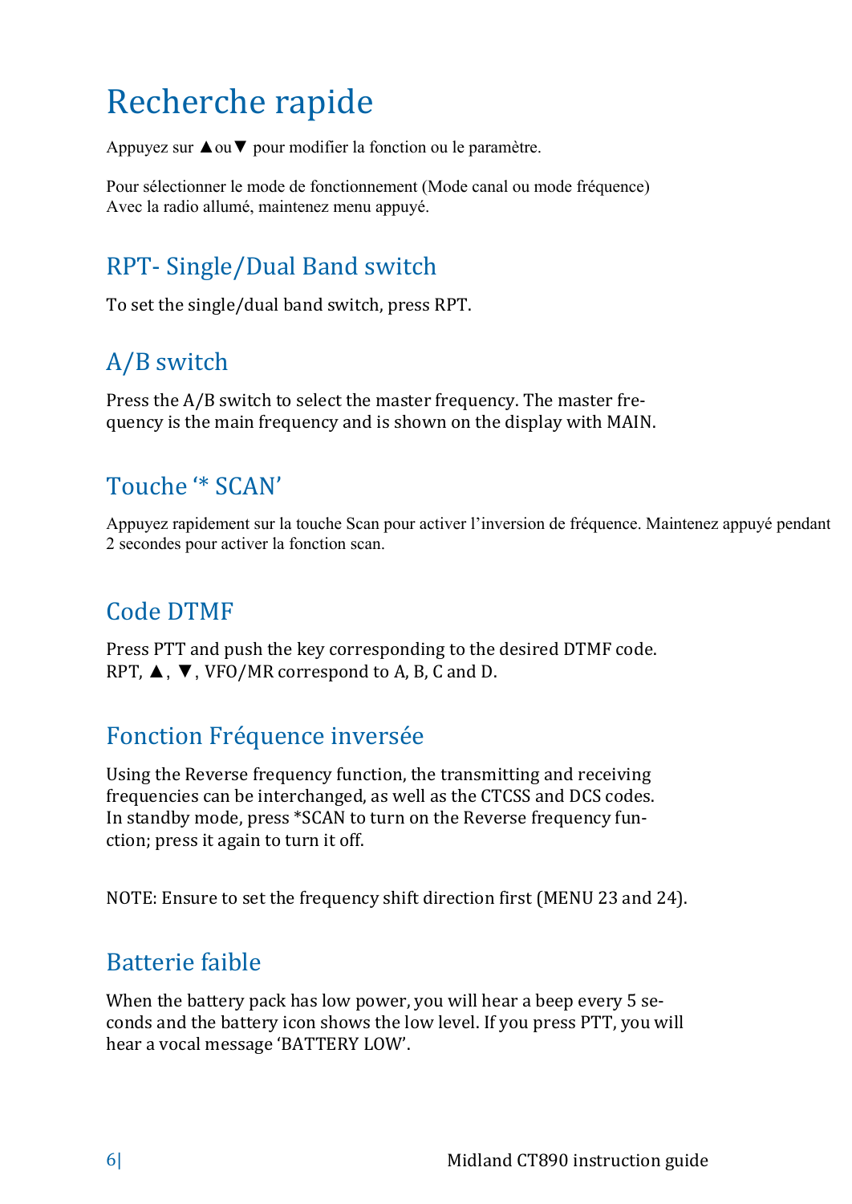# Recherche rapide

Appuyez sur ▲ou▼ pour modifier la fonction ou le paramètre.

Pour sélectionner le mode de fonctionnement (Mode canal ou mode fréquence)
Avec la radio allumé, maintenez menu appuyé.

## RPT- Single/Dual Band switch

To set the single/dual band switch, press RPT.

## A/B switch

Press the A/B switch to select the master frequency. The master frequency is the main frequency and is shown on the display with MAIN.

## Touche '* SCAN'

Appuyez rapidement sur la touche Scan pour activer l'inversion de fréquence. Maintenez appuyé pendant 2 secondes pour activer la fonction scan.

## Code DTMF

Press PTT and push the key corresponding to the desired DTMF code.
RPT, ▲, ▼, VFO/MR correspond to A, B, C and D.

## Fonction Fréquence inversée

Using the Reverse frequency function, the transmitting and receiving frequencies can be interchanged, as well as the CTCSS and DCS codes. In standby mode, press *SCAN to turn on the Reverse frequency function; press it again to turn it off.

NOTE: Ensure to set the frequency shift direction first (MENU 23 and 24).

## Batterie faible

When the battery pack has low power, you will hear a beep every 5 seconds and the battery icon shows the low level. If you press PTT, you will hear a vocal message 'BATTERY LOW'.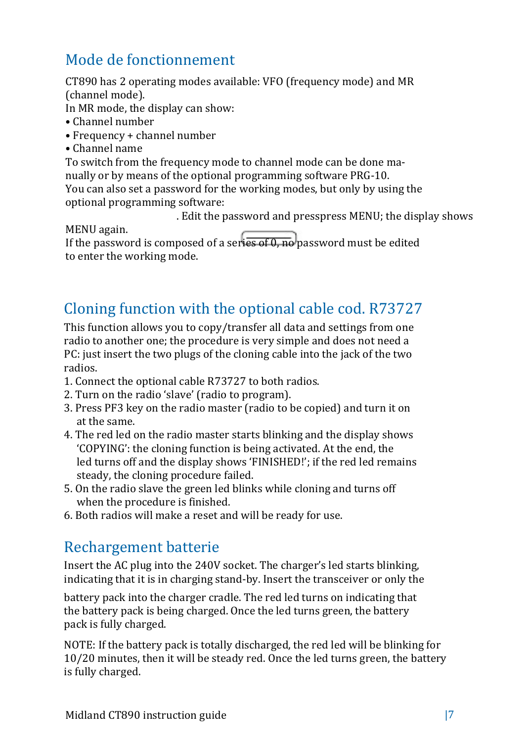## Mode de fonctionnement

CT890 has 2 operating modes available: VFO (frequency mode) and MR (channel mode).
In MR mode, the display can show:

- Channel number
- Frequency + channel number
- Channel name

To switch from the frequency mode to channel mode can be done manually or by means of the optional programming software PRG-10.
You can also set a password for the working modes, but only by using the optional programming software:
. Edit the password and presspress MENU; the display shows MENU again.
If the password is composed of a series of 0, no password must be edited to enter the working mode.

## Cloning function with the optional cable cod. R73727

This function allows you to copy/transfer all data and settings from one radio to another one; the procedure is very simple and does not need a PC: just insert the two plugs of the cloning cable into the jack of the two radios.

1. Connect the optional cable R73727 to both radios.
2. Turn on the radio 'slave' (radio to program).
3. Press PF3 key on the radio master (radio to be copied) and turn it on at the same.
4. The red led on the radio master starts blinking and the display shows 'COPYING': the cloning function is being activated. At the end, the led turns off and the display shows 'FINISHED!'; if the red led remains steady, the cloning procedure failed.
5. On the radio slave the green led blinks while cloning and turns off when the procedure is finished.
6. Both radios will make a reset and will be ready for use.

## Rechargement batterie

Insert the AC plug into the 240V socket. The charger's led starts blinking, indicating that it is in charging stand-by. Insert the transceiver or only the battery pack into the charger cradle. The red led turns on indicating that the battery pack is being charged. Once the led turns green, the battery pack is fully charged.

NOTE: If the battery pack is totally discharged, the red led will be blinking for 10/20 minutes, then it will be steady red. Once the led turns green, the battery is fully charged.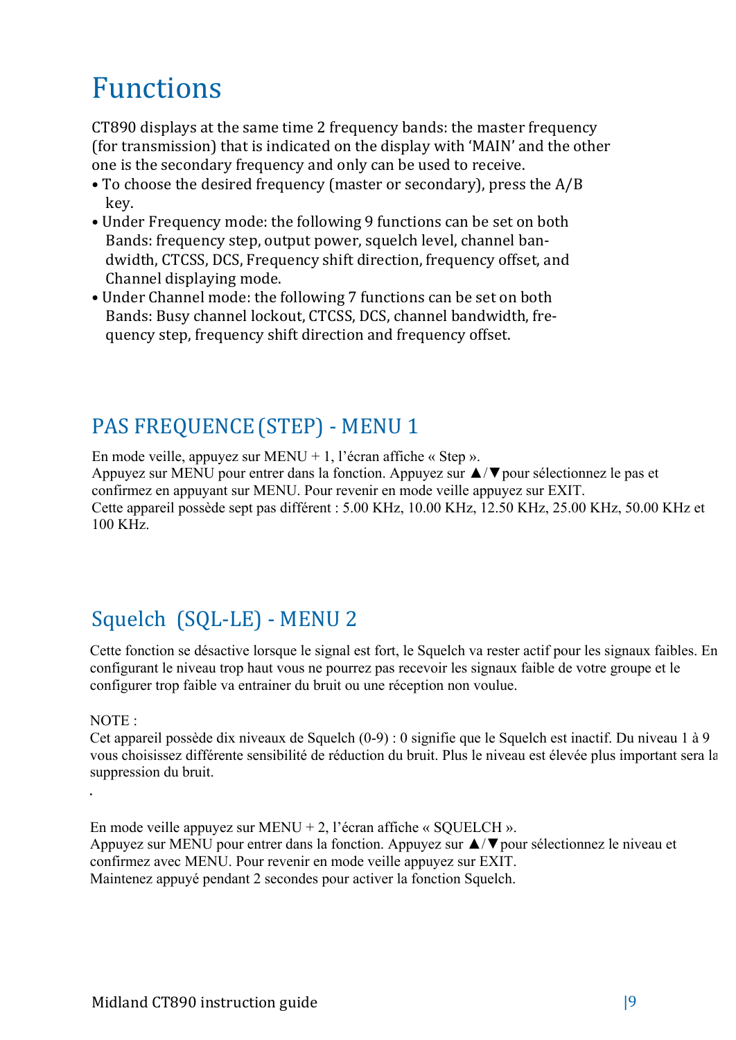# Functions

CT890 displays at the same time 2 frequency bands: the master frequency (for transmission) that is indicated on the display with 'MAIN' and the other one is the secondary frequency and only can be used to receive.

- To choose the desired frequency (master or secondary), press the A/B key.
- Under Frequency mode: the following 9 functions can be set on both Bands: frequency step, output power, squelch level, channel bandwidth, CTCSS, DCS, Frequency shift direction, frequency offset, and Channel displaying mode.
- Under Channel mode: the following 7 functions can be set on both Bands: Busy channel lockout, CTCSS, DCS, channel bandwidth, frequency step, frequency shift direction and frequency offset.

## PAS FREQUENCE (STEP) - MENU 1

En mode veille, appuyez sur MENU + 1, l'écran affiche « Step ».
Appuyez sur MENU pour entrer dans la fonction. Appuyez sur ▲/▼pour sélectionnez le pas et confirmez en appuyant sur MENU. Pour revenir en mode veille appuyez sur EXIT.
Cette appareil possède sept pas différent : 5.00 KHz, 10.00 KHz, 12.50 KHz, 25.00 KHz, 50.00 KHz et 100 KHz.

## Squelch (SQL-LE) - MENU 2

Cette fonction se désactive lorsque le signal est fort, le Squelch va rester actif pour les signaux faibles. En configurant le niveau trop haut vous ne pourrez pas recevoir les signaux faible de votre groupe et le configurer trop faible va entrainer du bruit ou une réception non voulue.

NOTE :
Cet appareil possède dix niveaux de Squelch (0-9) : 0 signifie que le Squelch est inactif. Du niveau 1 à 9 vous choisissez différente sensibilité de réduction du bruit. Plus le niveau est élevée plus important sera la suppression du bruit.

En mode veille appuyez sur MENU + 2, l'écran affiche « SQUELCH ».
Appuyez sur MENU pour entrer dans la fonction. Appuyez sur ▲/▼pour sélectionnez le niveau et confirmez avec MENU. Pour revenir en mode veille appuyez sur EXIT.
Maintenez appuyé pendant 2 secondes pour activer la fonction Squelch.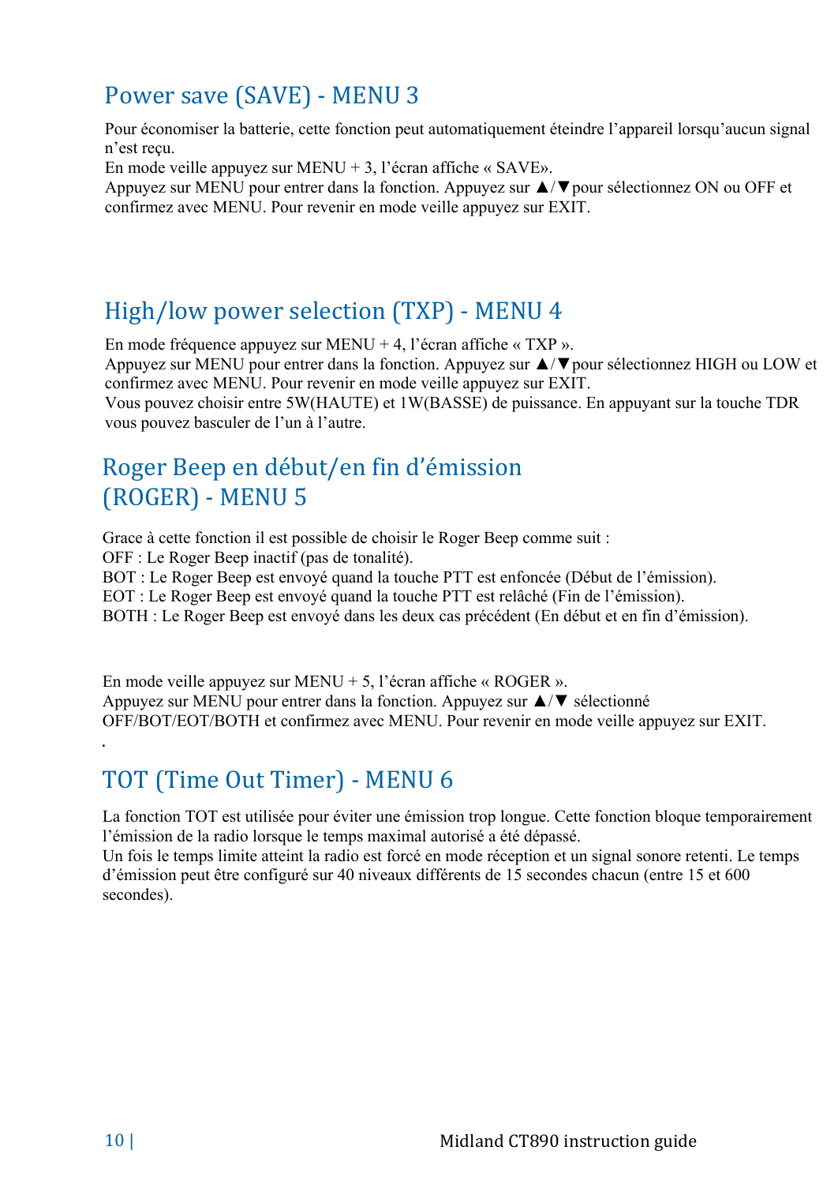## Power save (SAVE) - MENU 3

Pour économiser la batterie, cette fonction peut automatiquement éteindre l'appareil lorsqu'aucun signal n'est reçu.
En mode veille appuyez sur MENU + 3, l'écran affiche « SAVE».
Appuyez sur MENU pour entrer dans la fonction. Appuyez sur ▲/▼pour sélectionnez ON ou OFF et confirmez avec MENU. Pour revenir en mode veille appuyez sur EXIT.

## High/low power selection (TXP) - MENU 4

En mode fréquence appuyez sur MENU + 4, l'écran affiche « TXP ».
Appuyez sur MENU pour entrer dans la fonction. Appuyez sur ▲/▼pour sélectionnez HIGH ou LOW et confirmez avec MENU. Pour revenir en mode veille appuyez sur EXIT.
Vous pouvez choisir entre 5W(HAUTE) et 1W(BASSE) de puissance. En appuyant sur la touche TDR vous pouvez basculer de l'un à l'autre.

## Roger Beep en début/en fin d'émission (ROGER) - MENU 5

Grace à cette fonction il est possible de choisir le Roger Beep comme suit :
OFF : Le Roger Beep inactif (pas de tonalité).
BOT : Le Roger Beep est envoyé quand la touche PTT est enfoncée (Début de l'émission).
EOT : Le Roger Beep est envoyé quand la touche PTT est relâché (Fin de l'émission).
BOTH : Le Roger Beep est envoyé dans les deux cas précédent (En début et en fin d'émission).

En mode veille appuyez sur MENU + 5, l'écran affiche « ROGER ».
Appuyez sur MENU pour entrer dans la fonction. Appuyez sur ▲/▼ sélectionné OFF/BOT/EOT/BOTH et confirmez avec MENU. Pour revenir en mode veille appuyez sur EXIT.
.

## TOT (Time Out Timer) - MENU 6

La fonction TOT est utilisée pour éviter une émission trop longue. Cette fonction bloque temporairement l'émission de la radio lorsque le temps maximal autorisé a été dépassé.
Un fois le temps limite atteint la radio est forcé en mode réception et un signal sonore retenti. Le temps d'émission peut être configuré sur 40 niveaux différents de 15 secondes chacun (entre 15 et 600 secondes).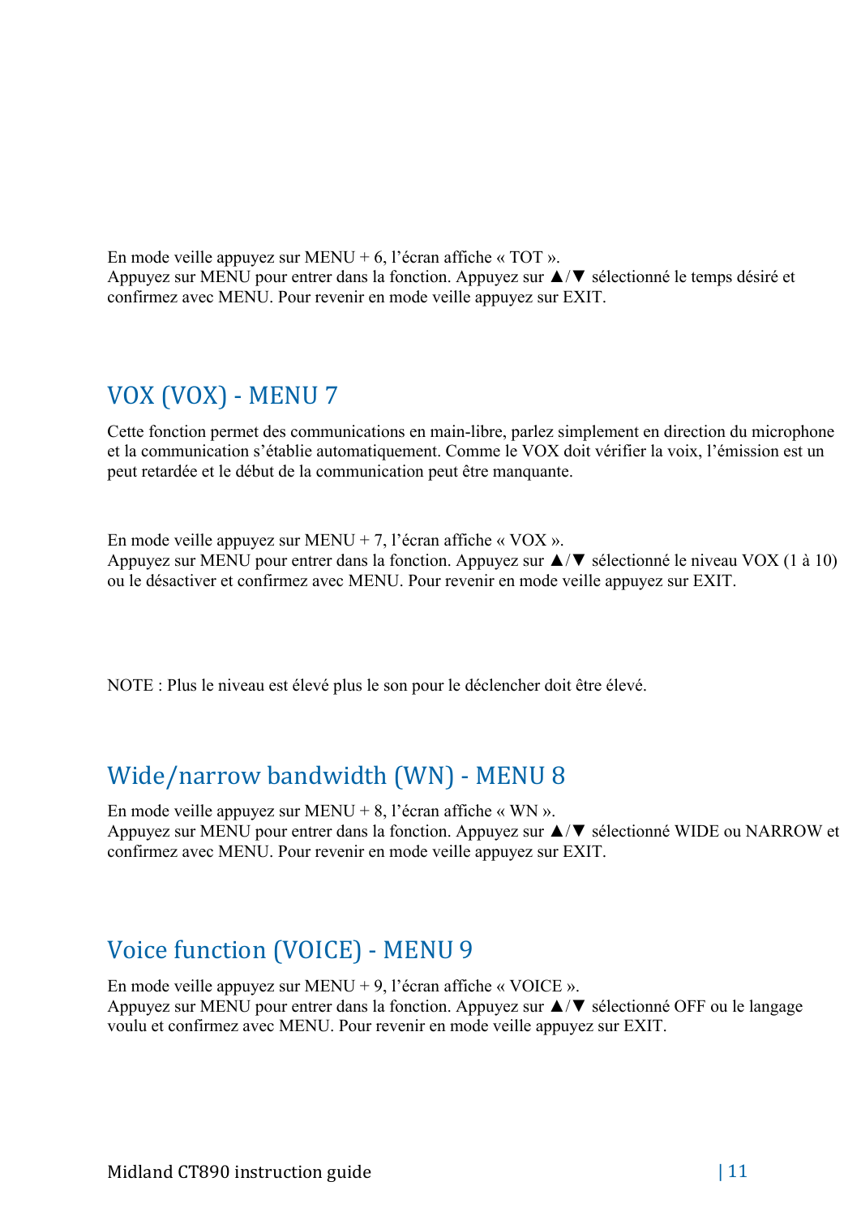En mode veille appuyez sur MENU + 6, l'écran affiche « TOT ».
Appuyez sur MENU pour entrer dans la fonction. Appuyez sur ▲/▼ sélectionné le temps désiré et confirmez avec MENU. Pour revenir en mode veille appuyez sur EXIT.

## VOX (VOX) - MENU 7

Cette fonction permet des communications en main-libre, parlez simplement en direction du microphone et la communication s'établie automatiquement. Comme le VOX doit vérifier la voix, l'émission est un peut retardée et le début de la communication peut être manquante.

En mode veille appuyez sur MENU + 7, l'écran affiche « VOX ».
Appuyez sur MENU pour entrer dans la fonction. Appuyez sur ▲/▼ sélectionné le niveau VOX (1 à 10) ou le désactiver et confirmez avec MENU. Pour revenir en mode veille appuyez sur EXIT.

NOTE : Plus le niveau est élevé plus le son pour le déclencher doit être élevé.

## Wide/narrow bandwidth (WN) - MENU 8

En mode veille appuyez sur MENU + 8, l'écran affiche « WN ».
Appuyez sur MENU pour entrer dans la fonction. Appuyez sur ▲/▼ sélectionné WIDE ou NARROW et confirmez avec MENU. Pour revenir en mode veille appuyez sur EXIT.

## Voice function (VOICE) - MENU 9

En mode veille appuyez sur MENU + 9, l'écran affiche « VOICE ».
Appuyez sur MENU pour entrer dans la fonction. Appuyez sur ▲/▼ sélectionné OFF ou le langage voulu et confirmez avec MENU. Pour revenir en mode veille appuyez sur EXIT.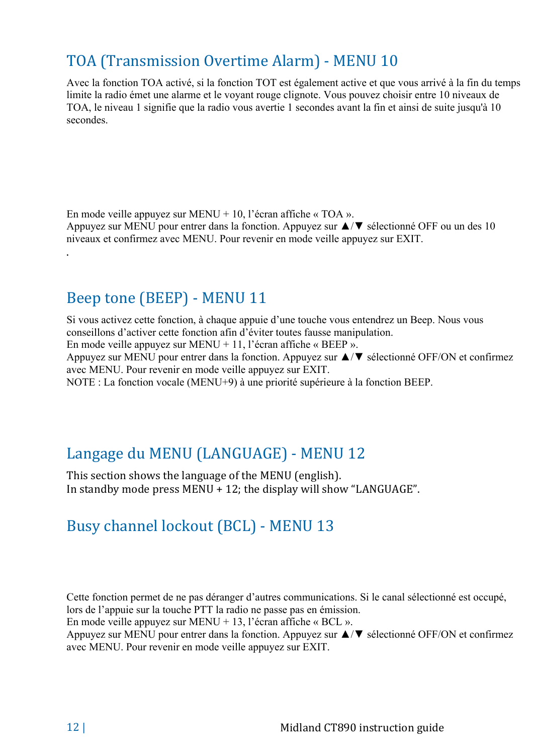## TOA (Transmission Overtime Alarm) - MENU 10

Avec la fonction TOA activé, si la fonction TOT est également active et que vous arrivé à la fin du temps limite la radio émet une alarme et le voyant rouge clignote. Vous pouvez choisir entre 10 niveaux de TOA, le niveau 1 signifie que la radio vous avertie 1 secondes avant la fin et ainsi de suite jusqu'à 10 secondes.

En mode veille appuyez sur MENU + 10, l'écran affiche « TOA ».
Appuyez sur MENU pour entrer dans la fonction. Appuyez sur ▲/▼ sélectionné OFF ou un des 10 niveaux et confirmez avec MENU. Pour revenir en mode veille appuyez sur EXIT.
.

## Beep tone (BEEP) - MENU 11

Si vous activez cette fonction, à chaque appuie d'une touche vous entendrez un Beep. Nous vous conseillons d'activer cette fonction afin d'éviter toutes fausse manipulation.
En mode veille appuyez sur MENU + 11, l'écran affiche « BEEP ».
Appuyez sur MENU pour entrer dans la fonction. Appuyez sur ▲/▼ sélectionné OFF/ON et confirmez avec MENU. Pour revenir en mode veille appuyez sur EXIT.
NOTE : La fonction vocale (MENU+9) à une priorité supérieure à la fonction BEEP.

## Langage du MENU (LANGUAGE) - MENU 12

This section shows the language of the MENU (english).
In standby mode press MENU + 12; the display will show "LANGUAGE".

## Busy channel lockout (BCL) - MENU 13

Cette fonction permet de ne pas déranger d'autres communications. Si le canal sélectionné est occupé, lors de l'appuie sur la touche PTT la radio ne passe pas en émission.
En mode veille appuyez sur MENU + 13, l'écran affiche « BCL ».
Appuyez sur MENU pour entrer dans la fonction. Appuyez sur ▲/▼ sélectionné OFF/ON et confirmez avec MENU. Pour revenir en mode veille appuyez sur EXIT.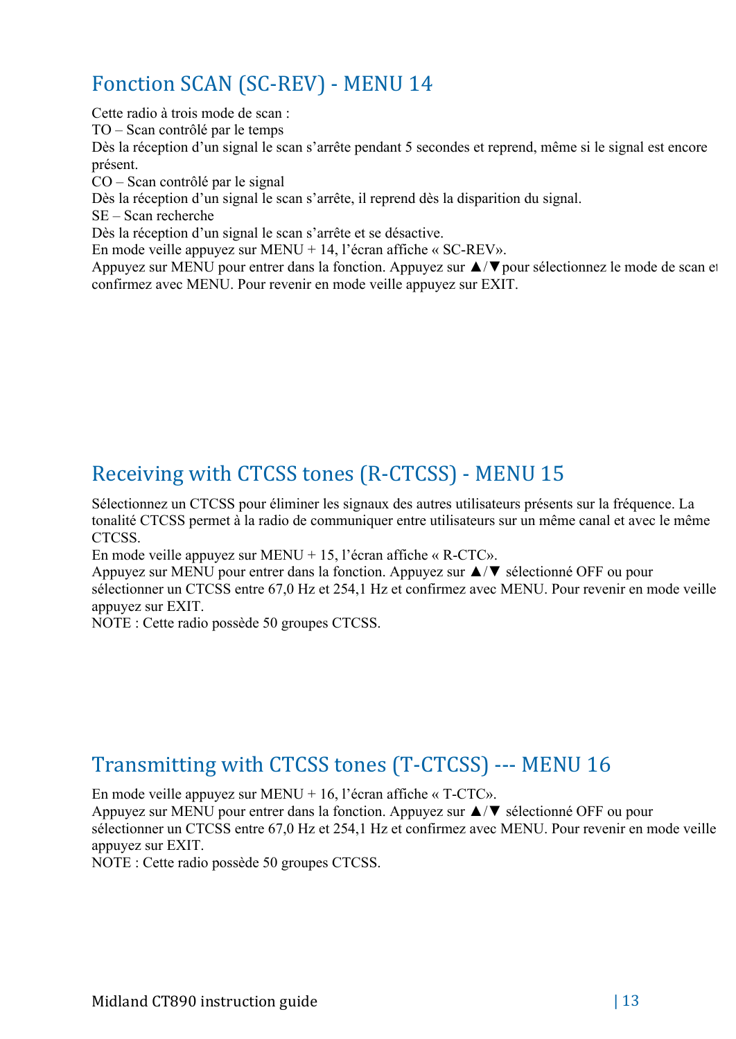## Fonction SCAN (SC-REV) - MENU 14

Cette radio à trois mode de scan :
TO – Scan contrôlé par le temps
Dès la réception d'un signal le scan s'arrête pendant 5 secondes et reprend, même si le signal est encore présent.
CO – Scan contrôlé par le signal
Dès la réception d'un signal le scan s'arrête, il reprend dès la disparition du signal.
SE – Scan recherche
Dès la réception d'un signal le scan s'arrête et se désactive.
En mode veille appuyez sur MENU + 14, l'écran affiche « SC-REV».
Appuyez sur MENU pour entrer dans la fonction. Appuyez sur ▲/▼pour sélectionnez le mode de scan et confirmez avec MENU. Pour revenir en mode veille appuyez sur EXIT.

## Receiving with CTCSS tones (R-CTCSS) - MENU 15

Sélectionnez un CTCSS pour éliminer les signaux des autres utilisateurs présents sur la fréquence. La tonalité CTCSS permet à la radio de communiquer entre utilisateurs sur un même canal et avec le même CTCSS.
En mode veille appuyez sur MENU + 15, l'écran affiche « R-CTC».
Appuyez sur MENU pour entrer dans la fonction. Appuyez sur ▲/▼ sélectionné OFF ou pour sélectionner un CTCSS entre 67,0 Hz et 254,1 Hz et confirmez avec MENU. Pour revenir en mode veille appuyez sur EXIT.
NOTE : Cette radio possède 50 groupes CTCSS.

## Transmitting with CTCSS tones (T-CTCSS) --- MENU 16

En mode veille appuyez sur MENU + 16, l'écran affiche « T-CTC».
Appuyez sur MENU pour entrer dans la fonction. Appuyez sur ▲/▼ sélectionné OFF ou pour sélectionner un CTCSS entre 67,0 Hz et 254,1 Hz et confirmez avec MENU. Pour revenir en mode veille appuyez sur EXIT.
NOTE : Cette radio possède 50 groupes CTCSS.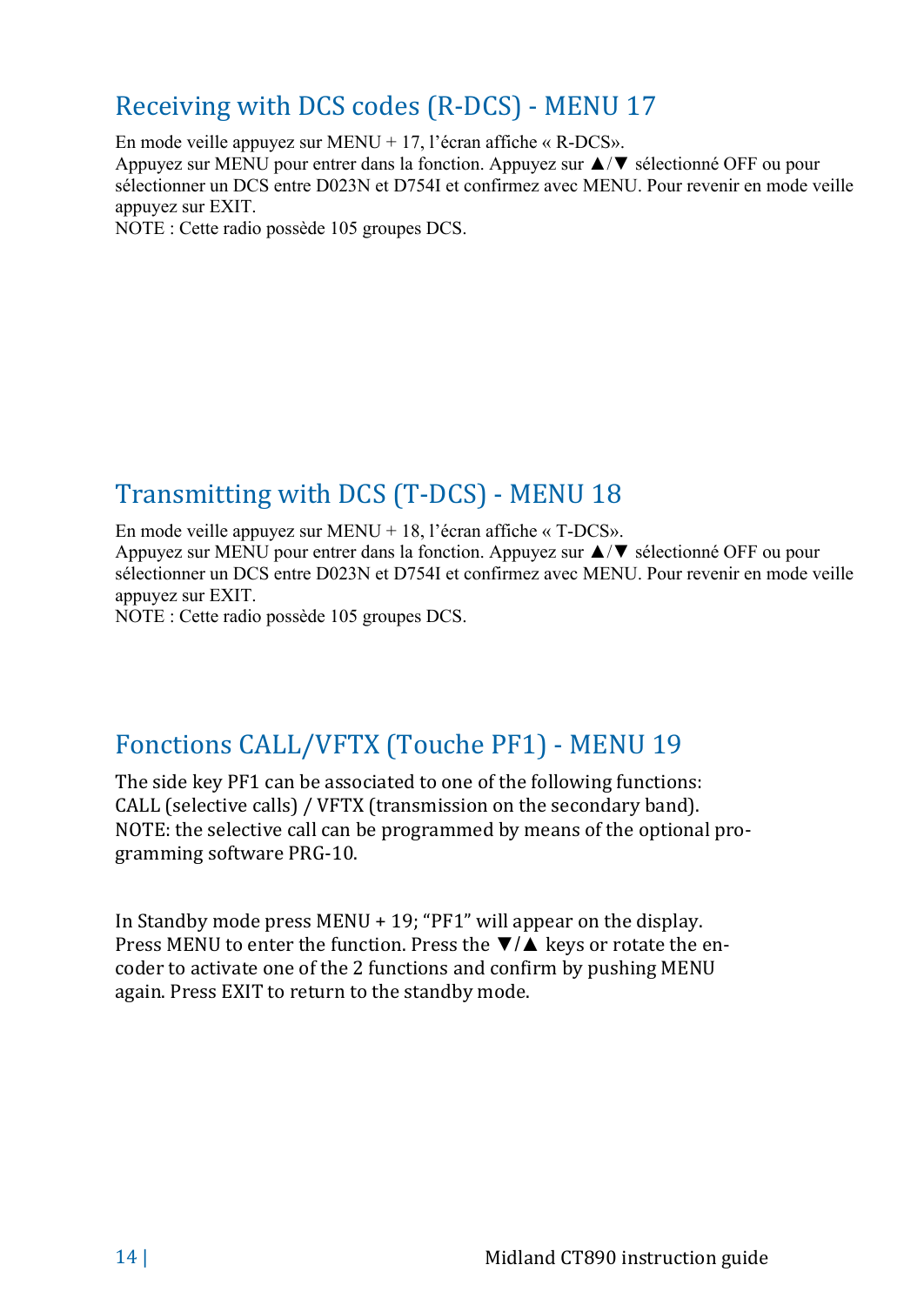## Receiving with DCS codes (R-DCS) - MENU 17

En mode veille appuyez sur MENU + 17, l'écran affiche « R-DCS».
Appuyez sur MENU pour entrer dans la fonction. Appuyez sur ▲/▼ sélectionné OFF ou pour sélectionner un DCS entre D023N et D754I et confirmez avec MENU. Pour revenir en mode veille appuyez sur EXIT.
NOTE : Cette radio possède 105 groupes DCS.

## Transmitting with DCS (T-DCS) - MENU 18

En mode veille appuyez sur MENU + 18, l'écran affiche « T-DCS».
Appuyez sur MENU pour entrer dans la fonction. Appuyez sur ▲/▼ sélectionné OFF ou pour sélectionner un DCS entre D023N et D754I et confirmez avec MENU. Pour revenir en mode veille appuyez sur EXIT.
NOTE : Cette radio possède 105 groupes DCS.

## Fonctions CALL/VFTX (Touche PF1) - MENU 19

The side key PF1 can be associated to one of the following functions:
CALL (selective calls) / VFTX (transmission on the secondary band).
NOTE: the selective call can be programmed by means of the optional programming software PRG-10.

In Standby mode press MENU + 19; "PF1" will appear on the display.
Press MENU to enter the function. Press the ▼/▲ keys or rotate the encoder to activate one of the 2 functions and confirm by pushing MENU again. Press EXIT to return to the standby mode.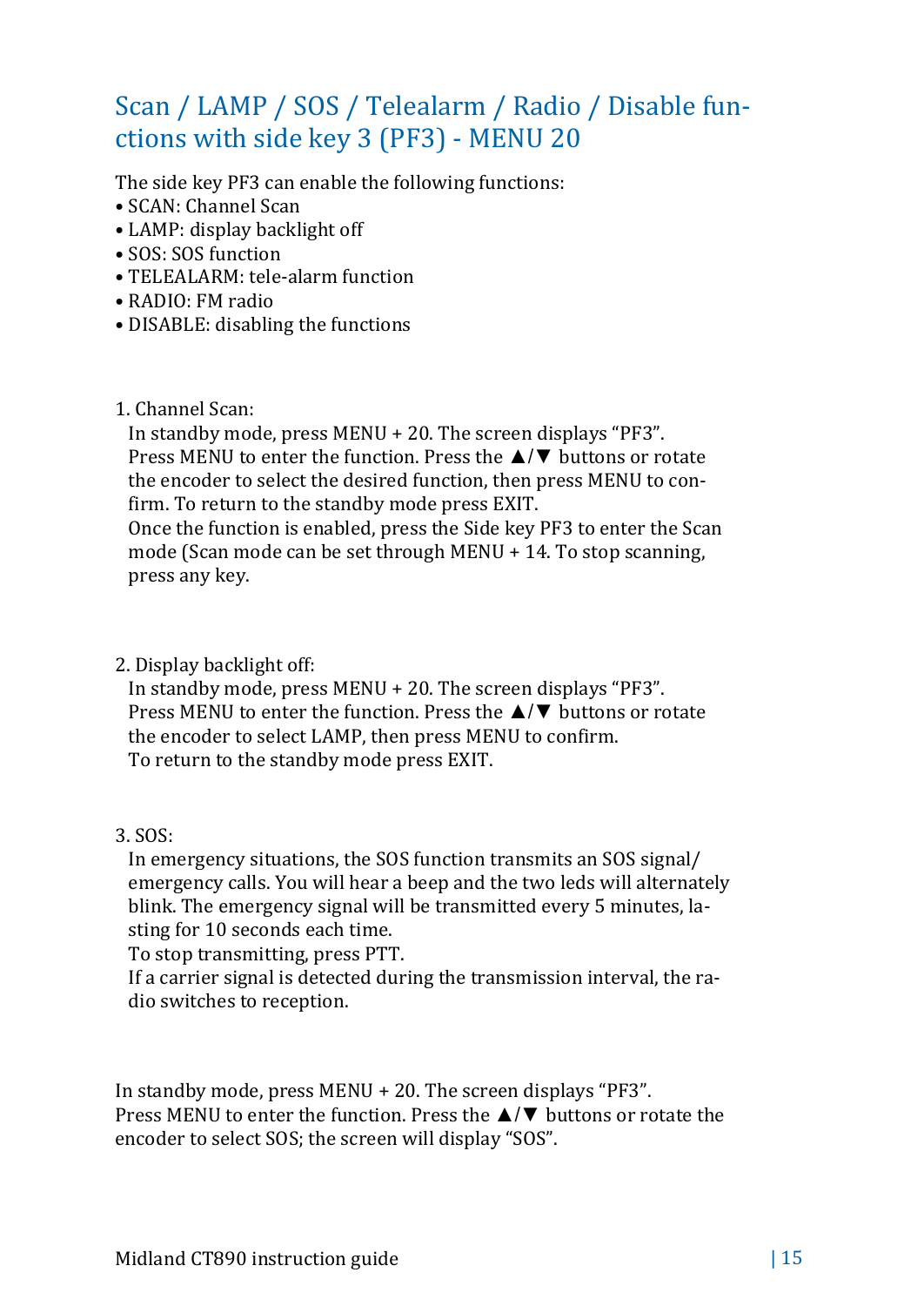## Scan / LAMP / SOS / Telealarm / Radio / Disable functions with side key 3 (PF3) - MENU 20

The side key PF3 can enable the following functions:

- SCAN: Channel Scan
- LAMP: display backlight off
- SOS: SOS function
- TELEALARM: tele-alarm function
- RADIO: FM radio
- DISABLE: disabling the functions

1. Channel Scan:
   In standby mode, press MENU + 20. The screen displays “PF3”. Press MENU to enter the function. Press the ▲/▼ buttons or rotate the encoder to select the desired function, then press MENU to confirm. To return to the standby mode press EXIT.
   Once the function is enabled, press the Side key PF3 to enter the Scan mode (Scan mode can be set through MENU + 14. To stop scanning, press any key.

2. Display backlight off:
   In standby mode, press MENU + 20. The screen displays “PF3”. Press MENU to enter the function. Press the ▲/▼ buttons or rotate the encoder to select LAMP, then press MENU to confirm.
   To return to the standby mode press EXIT.

3. SOS:
   In emergency situations, the SOS function transmits an SOS signal/emergency calls. You will hear a beep and the two leds will alternately blink. The emergency signal will be transmitted every 5 minutes, lasting for 10 seconds each time.
   To stop transmitting, press PTT.
   If a carrier signal is detected during the transmission interval, the radio switches to reception.

In standby mode, press MENU + 20. The screen displays “PF3”. Press MENU to enter the function. Press the ▲/▼ buttons or rotate the encoder to select SOS; the screen will display “SOS”.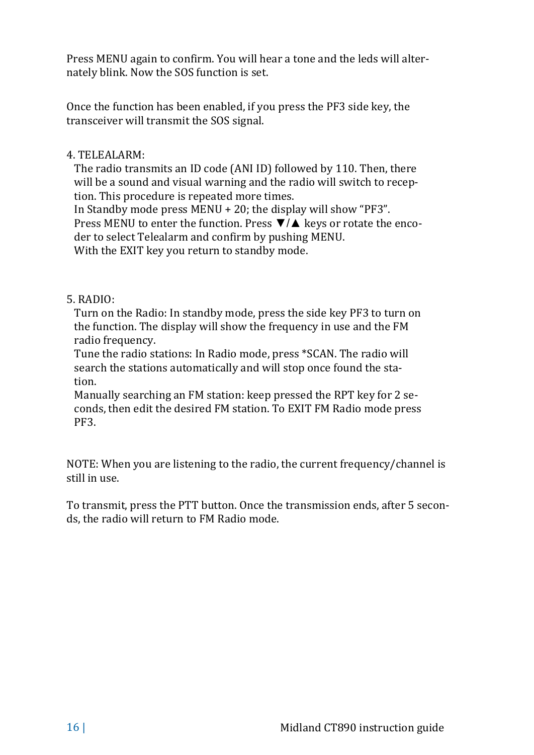Press MENU again to confirm. You will hear a tone and the leds will alternately blink. Now the SOS function is set.

Once the function has been enabled, if you press the PF3 side key, the transceiver will transmit the SOS signal.

4. TELEALARM:

The radio transmits an ID code (ANI ID) followed by 110. Then, there will be a sound and visual warning and the radio will switch to reception. This procedure is repeated more times.
In Standby mode press MENU + 20; the display will show "PF3".
Press MENU to enter the function. Press ▼/▲ keys or rotate the encoder to select Telealarm and confirm by pushing MENU.
With the EXIT key you return to standby mode.

5. RADIO:

Turn on the Radio: In standby mode, press the side key PF3 to turn on the function. The display will show the frequency in use and the FM radio frequency.
Tune the radio stations: In Radio mode, press *SCAN. The radio will search the stations automatically and will stop once found the station.
Manually searching an FM station: keep pressed the RPT key for 2 seconds, then edit the desired FM station. To EXIT FM Radio mode press PF3.

NOTE: When you are listening to the radio, the current frequency/channel is still in use.

To transmit, press the PTT button. Once the transmission ends, after 5 seconds, the radio will return to FM Radio mode.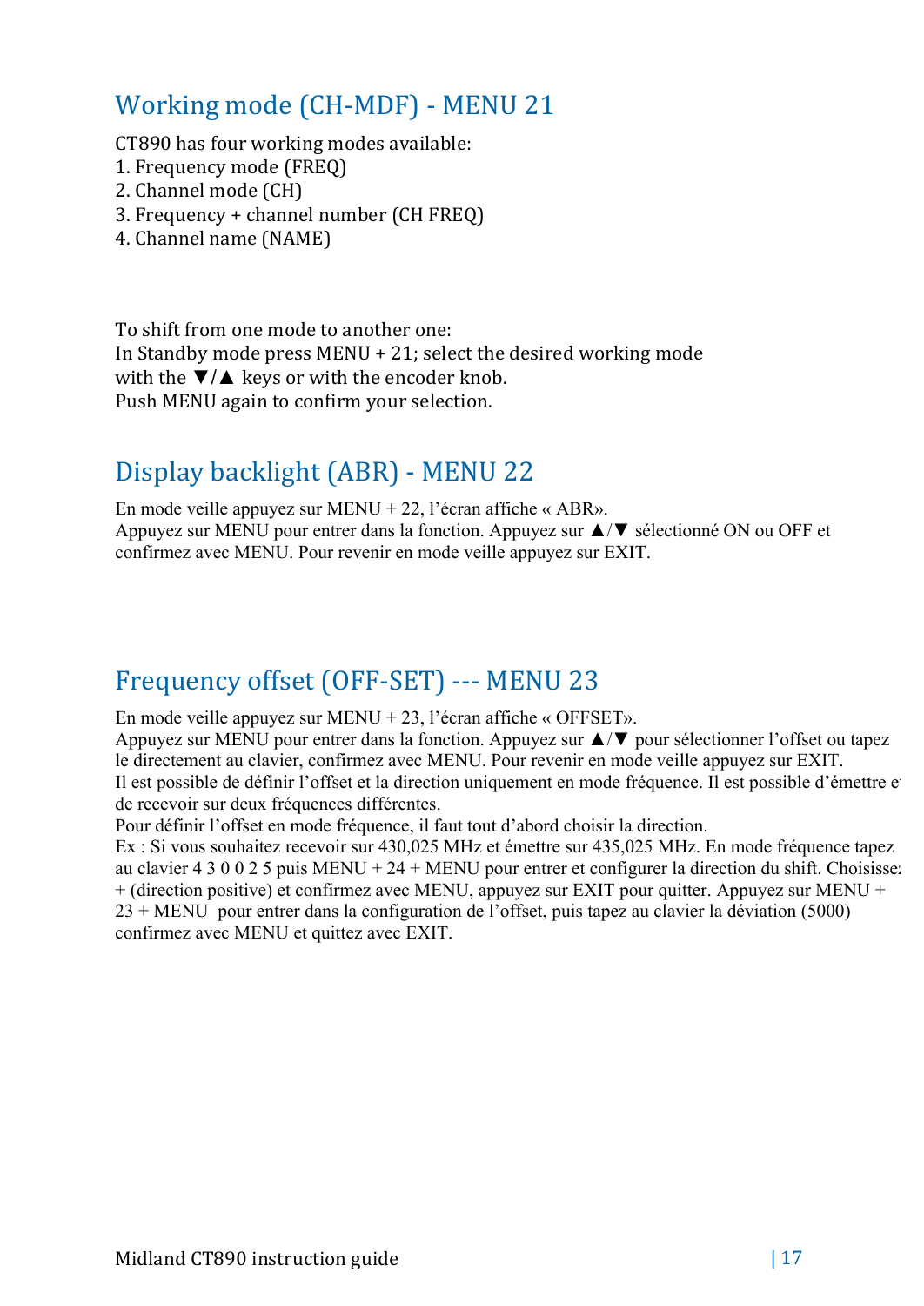## Working mode (CH-MDF) - MENU 21

CT890 has four working modes available:

1. Frequency mode (FREQ)
2. Channel mode (CH)
3. Frequency + channel number (CH FREQ)
4. Channel name (NAME)

To shift from one mode to another one:
In Standby mode press MENU + 21; select the desired working mode with the ▼/▲ keys or with the encoder knob.
Push MENU again to confirm your selection.

## Display backlight (ABR) - MENU 22

En mode veille appuyez sur MENU + 22, l'écran affiche « ABR».
Appuyez sur MENU pour entrer dans la fonction. Appuyez sur ▲/▼ sélectionné ON ou OFF et confirmez avec MENU. Pour revenir en mode veille appuyez sur EXIT.

## Frequency offset (OFF-SET) --- MENU 23

En mode veille appuyez sur MENU + 23, l'écran affiche « OFFSET».
Appuyez sur MENU pour entrer dans la fonction. Appuyez sur ▲/▼ pour sélectionner l'offset ou tapez le directement au clavier, confirmez avec MENU. Pour revenir en mode veille appuyez sur EXIT.
Il est possible de définir l'offset et la direction uniquement en mode fréquence. Il est possible d'émettre et de recevoir sur deux fréquences différentes.
Pour définir l'offset en mode fréquence, il faut tout d'abord choisir la direction.
Ex : Si vous souhaitez recevoir sur 430,025 MHz et émettre sur 435,025 MHz. En mode fréquence tapez au clavier 4 3 0 0 2 5 puis MENU + 24 + MENU pour entrer et configurer la direction du shift. Choisissez + (direction positive) et confirmez avec MENU, appuyez sur EXIT pour quitter. Appuyez sur MENU + 23 + MENU pour entrer dans la configuration de l'offset, puis tapez au clavier la déviation (5000) confirmez avec MENU et quittez avec EXIT.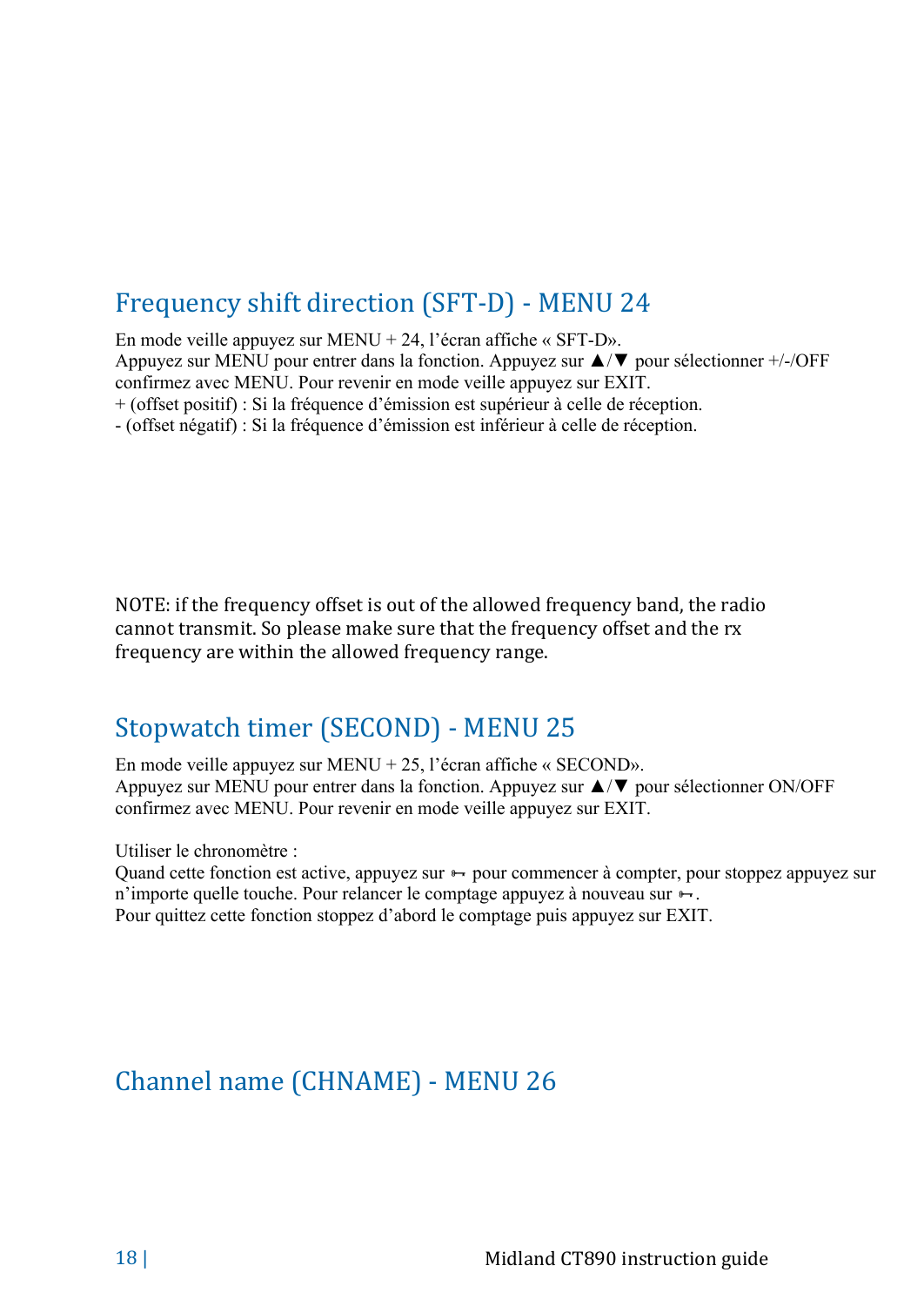## Frequency shift direction (SFT-D) - MENU 24

En mode veille appuyez sur MENU + 24, l'écran affiche « SFT-D».
Appuyez sur MENU pour entrer dans la fonction. Appuyez sur ▲/▼ pour sélectionner +/-/OFF confirmez avec MENU. Pour revenir en mode veille appuyez sur EXIT.
+ (offset positif) : Si la fréquence d'émission est supérieur à celle de réception.
- (offset négatif) : Si la fréquence d'émission est inférieur à celle de réception.

NOTE: if the frequency offset is out of the allowed frequency band, the radio cannot transmit. So please make sure that the frequency offset and the rx frequency are within the allowed frequency range.

## Stopwatch timer (SECOND) - MENU 25

En mode veille appuyez sur MENU + 25, l'écran affiche « SECOND».
Appuyez sur MENU pour entrer dans la fonction. Appuyez sur ▲/▼ pour sélectionner ON/OFF confirmez avec MENU. Pour revenir en mode veille appuyez sur EXIT.

Utiliser le chronomètre :
Quand cette fonction est active, appuyez sur ⊶ pour commencer à compter, pour stoppez appuyez sur n'importe quelle touche. Pour relancer le comptage appuyez à nouveau sur ⊶.
Pour quittez cette fonction stoppez d'abord le comptage puis appuyez sur EXIT.

## Channel name (CHNAME) - MENU 26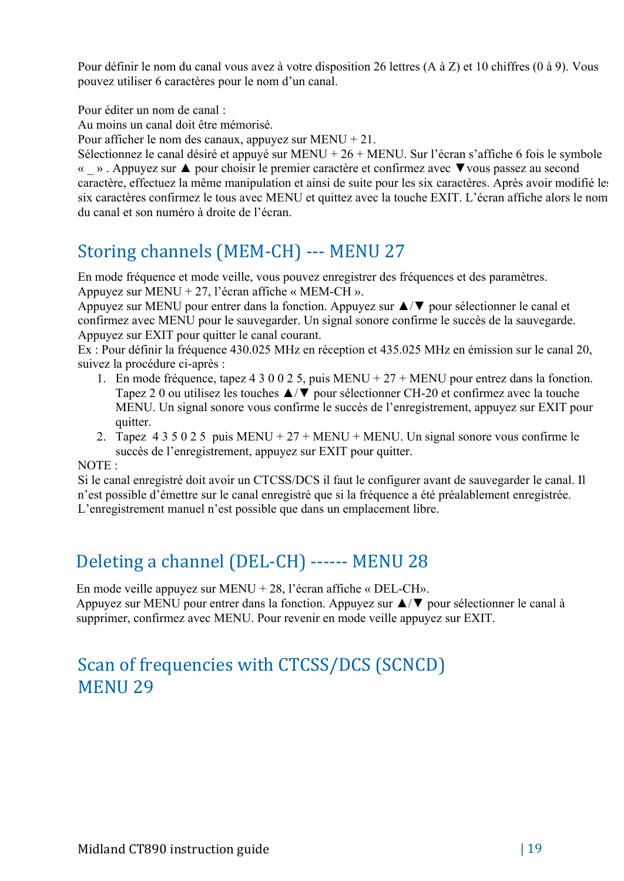Pour définir le nom du canal vous avez à votre disposition 26 lettres (A à Z) et 10 chiffres (0 à 9). Vous pouvez utiliser 6 caractères pour le nom d'un canal.

Pour éditer un nom de canal :
Au moins un canal doit être mémorisé.
Pour afficher le nom des canaux, appuyez sur MENU + 21.
Sélectionnez le canal désiré et appuyé sur MENU + 26 + MENU. Sur l'écran s'affiche 6 fois le symbole « _ » . Appuyez sur ▲ pour choisir le premier caractère et confirmez avec ▼vous passez au second caractère, effectuez la même manipulation et ainsi de suite pour les six caractères. Après avoir modifié les six caractères confirmez le tous avec MENU et quittez avec la touche EXIT. L'écran affiche alors le nom du canal et son numéro à droite de l'écran.

## Storing channels (MEM-CH) --- MENU 27

En mode fréquence et mode veille, vous pouvez enregistrer des fréquences et des paramètres.
Appuyez sur MENU + 27, l'écran affiche « MEM-CH ».
Appuyez sur MENU pour entrer dans la fonction. Appuyez sur ▲/▼ pour sélectionner le canal et confirmez avec MENU pour le sauvegarder. Un signal sonore confirme le succès de la sauvegarde.
Appuyez sur EXIT pour quitter le canal courant.
Ex : Pour définir la fréquence 430.025 MHz en réception et 435.025 MHz en émission sur le canal 20, suivez la procédure ci-après :

1. En mode fréquence, tapez 4 3 0 0 2 5, puis MENU + 27 + MENU pour entrez dans la fonction. Tapez 2 0 ou utilisez les touches ▲/▼ pour sélectionner CH-20 et confirmez avec la touche MENU. Un signal sonore vous confirme le succès de l'enregistrement, appuyez sur EXIT pour quitter.
2. Tapez 4 3 5 0 2 5 puis MENU + 27 + MENU + MENU. Un signal sonore vous confirme le succès de l'enregistrement, appuyez sur EXIT pour quitter.

NOTE :
Si le canal enregistré doit avoir un CTCSS/DCS il faut le configurer avant de sauvegarder le canal. Il n'est possible d'émettre sur le canal enregistré que si la fréquence a été préalablement enregistrée. L'enregistrement manuel n'est possible que dans un emplacement libre.

## Deleting a channel (DEL-CH) ------ MENU 28

En mode veille appuyez sur MENU + 28, l'écran affiche « DEL-CH».
Appuyez sur MENU pour entrer dans la fonction. Appuyez sur ▲/▼ pour sélectionner le canal à supprimer, confirmez avec MENU. Pour revenir en mode veille appuyez sur EXIT.

## Scan of frequencies with CTCSS/DCS (SCNCD) MENU 29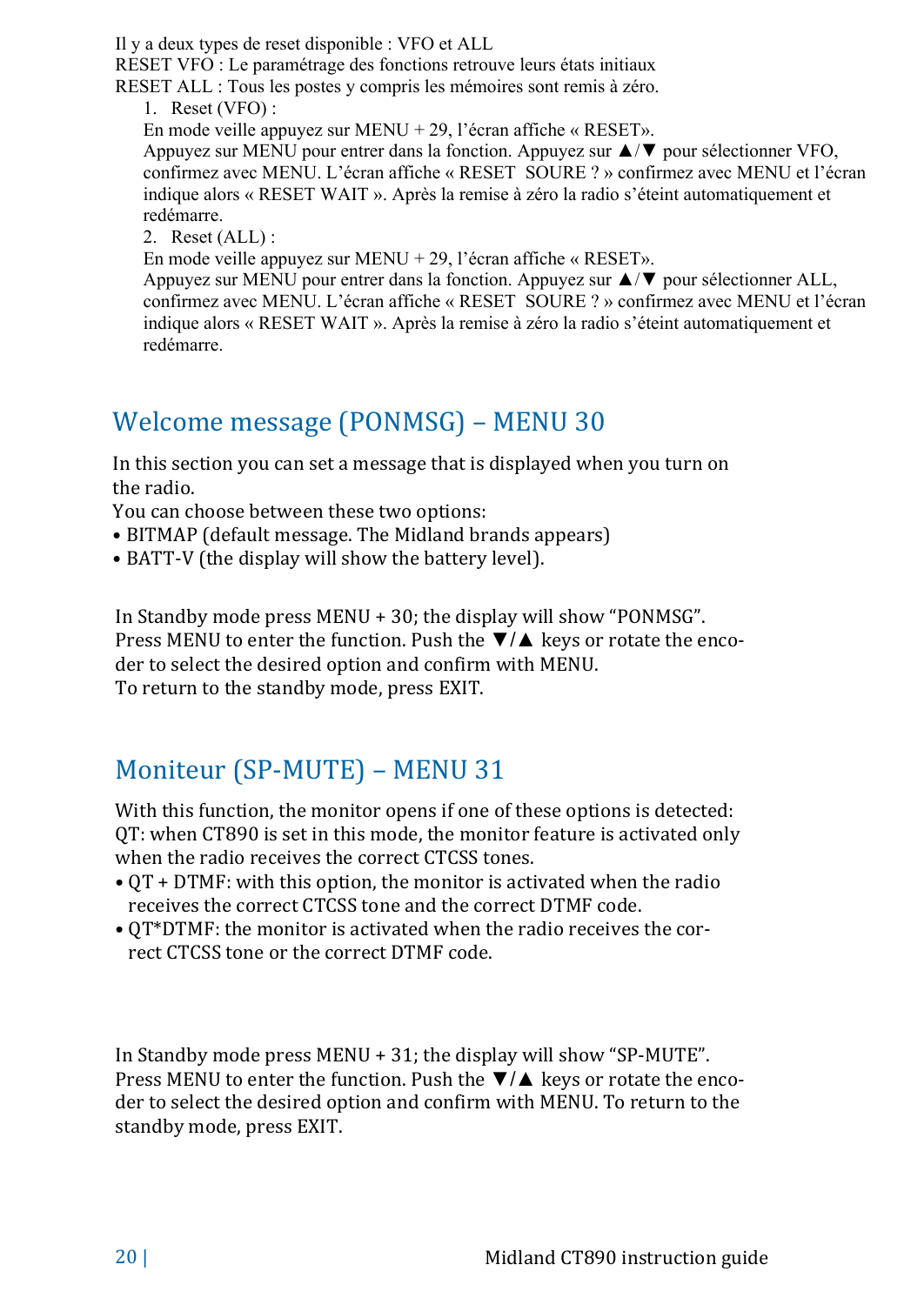Il y a deux types de reset disponible : VFO et ALL
RESET VFO : Le paramétrage des fonctions retrouve leurs états initiaux
RESET ALL : Tous les postes y compris les mémoires sont remis à zéro.

1. Reset (VFO) :
   En mode veille appuyez sur MENU + 29, l'écran affiche « RESET».
   Appuyez sur MENU pour entrer dans la fonction. Appuyez sur ▲/▼ pour sélectionner VFO, confirmez avec MENU. L'écran affiche « RESET SOURE ? » confirmez avec MENU et l'écran indique alors « RESET WAIT ». Après la remise à zéro la radio s'éteint automatiquement et redémarre.
2. Reset (ALL) :
   En mode veille appuyez sur MENU + 29, l'écran affiche « RESET».
   Appuyez sur MENU pour entrer dans la fonction. Appuyez sur ▲/▼ pour sélectionner ALL, confirmez avec MENU. L'écran affiche « RESET SOURE ? » confirmez avec MENU et l'écran indique alors « RESET WAIT ». Après la remise à zéro la radio s'éteint automatiquement et redémarre.

## Welcome message (PONMSG) – MENU 30

In this section you can set a message that is displayed when you turn on the radio.
You can choose between these two options:

- BITMAP (default message. The Midland brands appears)
- BATT-V (the display will show the battery level).

In Standby mode press MENU + 30; the display will show "PONMSG".
Press MENU to enter the function. Push the ▼/▲ keys or rotate the encoder to select the desired option and confirm with MENU.
To return to the standby mode, press EXIT.

## Moniteur (SP-MUTE) – MENU 31

With this function, the monitor opens if one of these options is detected:
QT: when CT890 is set in this mode, the monitor feature is activated only when the radio receives the correct CTCSS tones.

- QT + DTMF: with this option, the monitor is activated when the radio receives the correct CTCSS tone and the correct DTMF code.
- QT*DTMF: the monitor is activated when the radio receives the correct CTCSS tone or the correct DTMF code.

In Standby mode press MENU + 31; the display will show "SP-MUTE".
Press MENU to enter the function. Push the ▼/▲ keys or rotate the encoder to select the desired option and confirm with MENU. To return to the standby mode, press EXIT.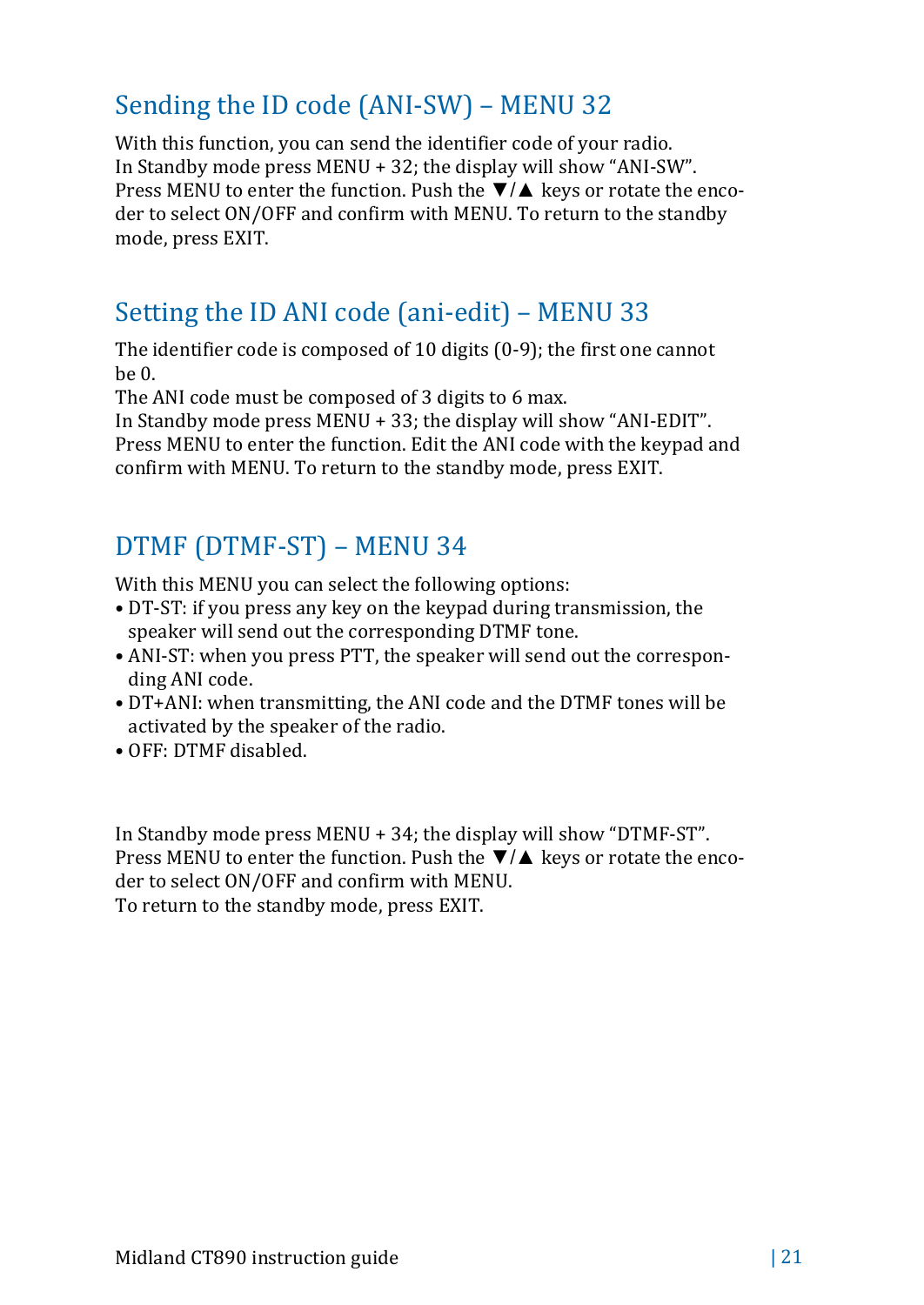## Sending the ID code (ANI-SW) – MENU 32

With this function, you can send the identifier code of your radio.
In Standby mode press MENU + 32; the display will show "ANI-SW".
Press MENU to enter the function. Push the ▼/▲ keys or rotate the encoder to select ON/OFF and confirm with MENU. To return to the standby mode, press EXIT.

## Setting the ID ANI code (ani-edit) – MENU 33

The identifier code is composed of 10 digits (0-9); the first one cannot be 0.
The ANI code must be composed of 3 digits to 6 max.
In Standby mode press MENU + 33; the display will show "ANI-EDIT".
Press MENU to enter the function. Edit the ANI code with the keypad and confirm with MENU. To return to the standby mode, press EXIT.

## DTMF (DTMF-ST) – MENU 34

With this MENU you can select the following options:

- DT-ST: if you press any key on the keypad during transmission, the speaker will send out the corresponding DTMF tone.
- ANI-ST: when you press PTT, the speaker will send out the corresponding ANI code.
- DT+ANI: when transmitting, the ANI code and the DTMF tones will be activated by the speaker of the radio.
- OFF: DTMF disabled.

In Standby mode press MENU + 34; the display will show "DTMF-ST".
Press MENU to enter the function. Push the ▼/▲ keys or rotate the encoder to select ON/OFF and confirm with MENU.
To return to the standby mode, press EXIT.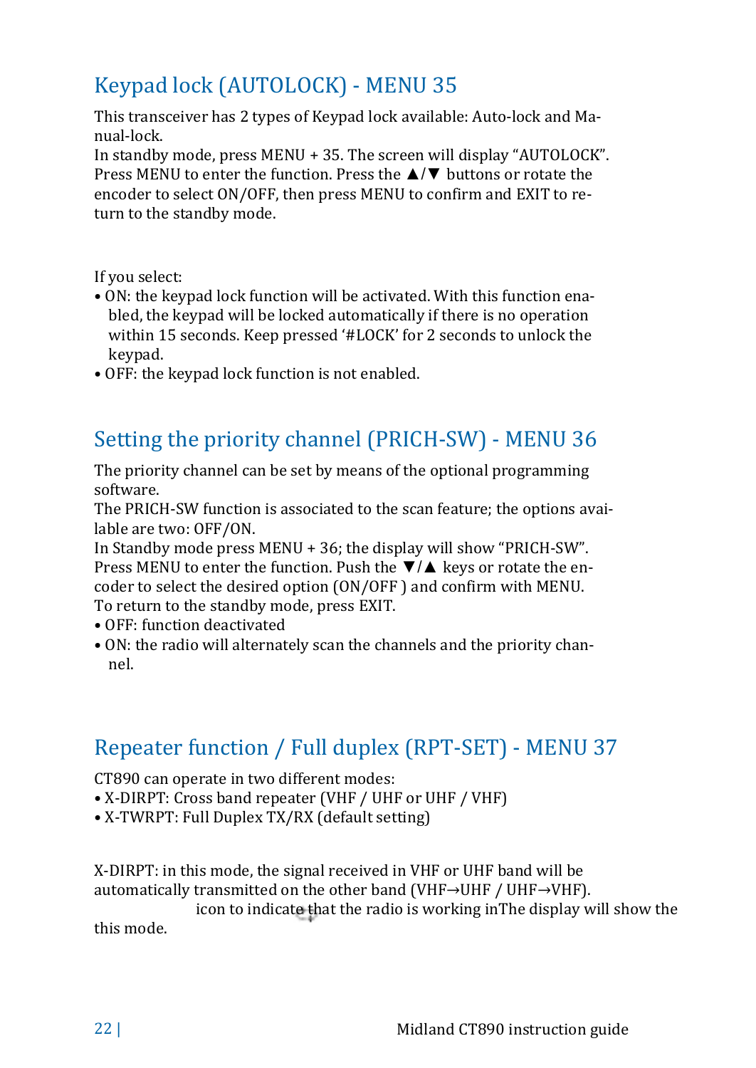## Keypad lock (AUTOLOCK) - MENU 35

This transceiver has 2 types of Keypad lock available: Auto-lock and Manual-lock.
In standby mode, press MENU + 35. The screen will display "AUTOLOCK". Press MENU to enter the function. Press the ▲/▼ buttons or rotate the encoder to select ON/OFF, then press MENU to confirm and EXIT to return to the standby mode.

If you select:

- ON: the keypad lock function will be activated. With this function enabled, the keypad will be locked automatically if there is no operation within 15 seconds. Keep pressed '#LOCK' for 2 seconds to unlock the keypad.
- OFF: the keypad lock function is not enabled.

## Setting the priority channel (PRICH-SW) - MENU 36

The priority channel can be set by means of the optional programming software.
The PRICH-SW function is associated to the scan feature; the options available are two: OFF/ON.
In Standby mode press MENU + 36; the display will show "PRICH-SW". Press MENU to enter the function. Push the ▼/▲ keys or rotate the encoder to select the desired option (ON/OFF ) and confirm with MENU. To return to the standby mode, press EXIT.

- OFF: function deactivated
- ON: the radio will alternately scan the channels and the priority channel.

## Repeater function / Full duplex (RPT-SET) - MENU 37

CT890 can operate in two different modes:

- X-DIRPT: Cross band repeater (VHF / UHF or UHF / VHF)
- X-TWRPT: Full Duplex TX/RX (default setting)

X-DIRPT: in this mode, the signal received in VHF or UHF band will be automatically transmitted on the other band (VHF→UHF / UHF→VHF). The display will show the icon to indicate that the radio is working in this mode.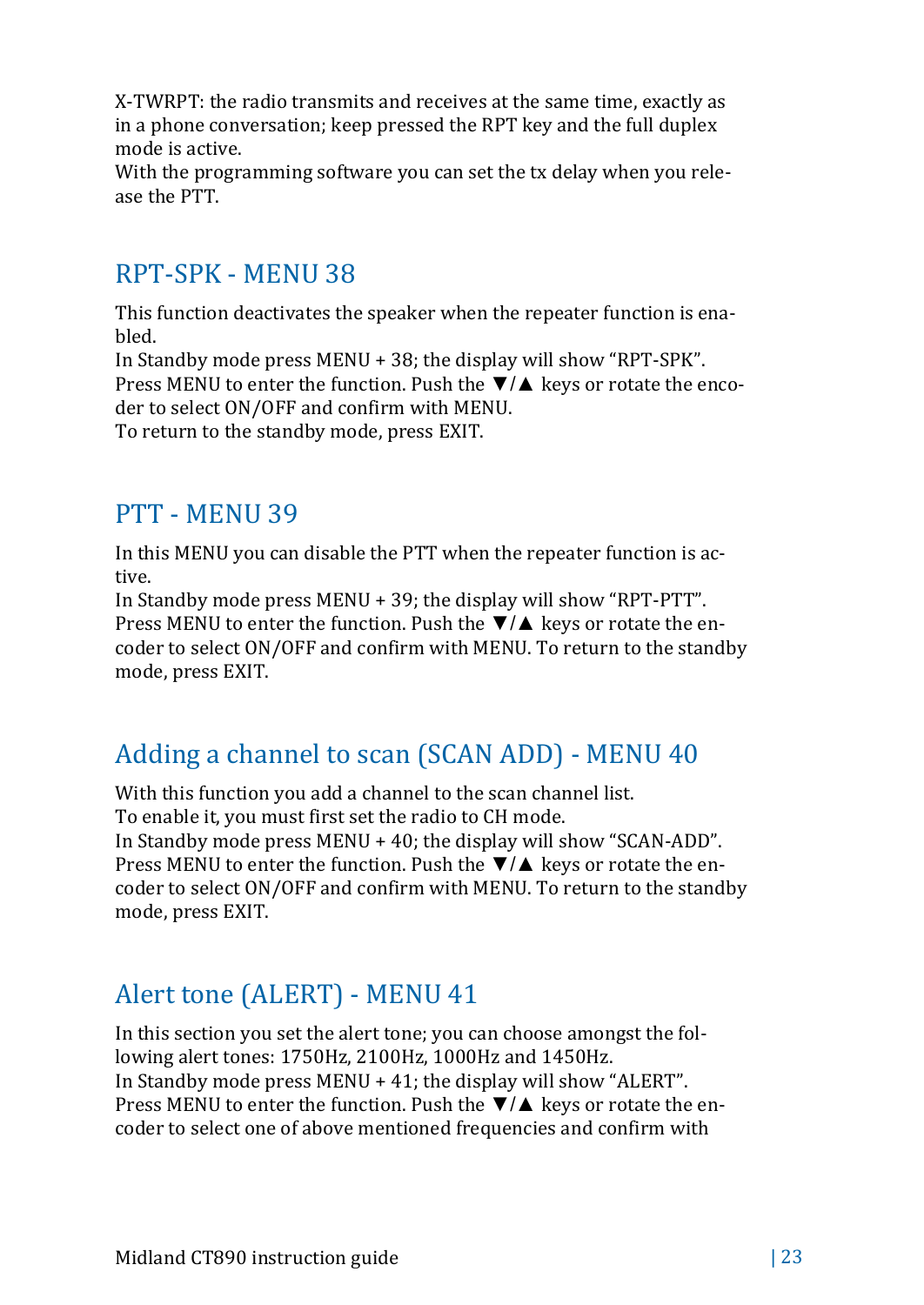X-TWRPT: the radio transmits and receives at the same time, exactly as in a phone conversation; keep pressed the RPT key and the full duplex mode is active.
With the programming software you can set the tx delay when you release the PTT.

## RPT-SPK - MENU 38

This function deactivates the speaker when the repeater function is enabled.
In Standby mode press MENU + 38; the display will show “RPT-SPK”. Press MENU to enter the function. Push the ▼/▲ keys or rotate the encoder to select ON/OFF and confirm with MENU.
To return to the standby mode, press EXIT.

## PTT - MENU 39

In this MENU you can disable the PTT when the repeater function is active.
In Standby mode press MENU + 39; the display will show “RPT-PTT”. Press MENU to enter the function. Push the ▼/▲ keys or rotate the encoder to select ON/OFF and confirm with MENU. To return to the standby mode, press EXIT.

## Adding a channel to scan (SCAN ADD) - MENU 40

With this function you add a channel to the scan channel list.
To enable it, you must first set the radio to CH mode.
In Standby mode press MENU + 40; the display will show “SCAN-ADD”. Press MENU to enter the function. Push the ▼/▲ keys or rotate the encoder to select ON/OFF and confirm with MENU. To return to the standby mode, press EXIT.

## Alert tone (ALERT) - MENU 41

In this section you set the alert tone; you can choose amongst the following alert tones: 1750Hz, 2100Hz, 1000Hz and 1450Hz.
In Standby mode press MENU + 41; the display will show “ALERT”. Press MENU to enter the function. Push the ▼/▲ keys or rotate the encoder to select one of above mentioned frequencies and confirm with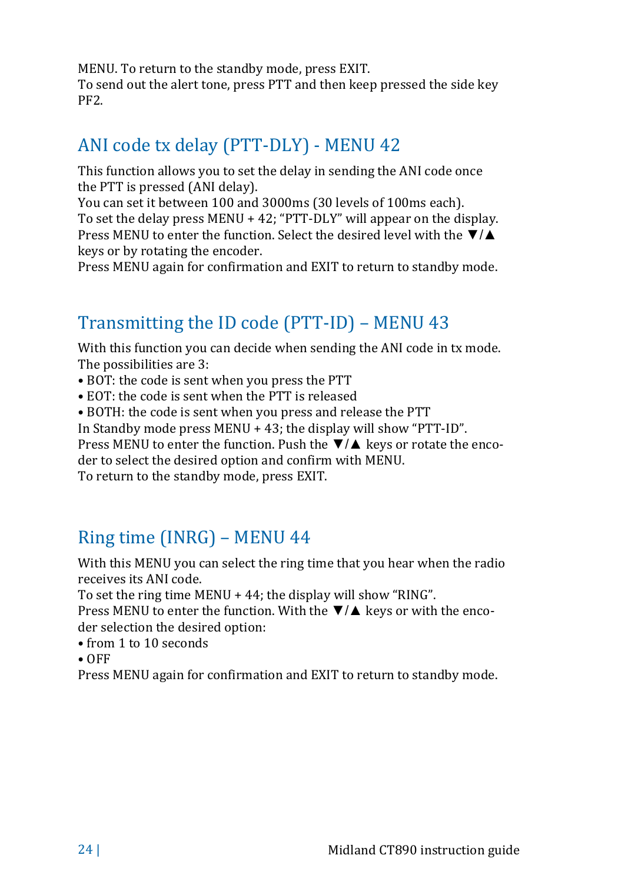MENU. To return to the standby mode, press EXIT.
To send out the alert tone, press PTT and then keep pressed the side key PF2.

## ANI code tx delay (PTT-DLY) - MENU 42

This function allows you to set the delay in sending the ANI code once the PTT is pressed (ANI delay).
You can set it between 100 and 3000ms (30 levels of 100ms each).
To set the delay press MENU + 42; "PTT-DLY" will appear on the display.
Press MENU to enter the function. Select the desired level with the ▼/▲ keys or by rotating the encoder.
Press MENU again for confirmation and EXIT to return to standby mode.

## Transmitting the ID code (PTT-ID) – MENU 43

With this function you can decide when sending the ANI code in tx mode.
The possibilities are 3:

- BOT: the code is sent when you press the PTT
- EOT: the code is sent when the PTT is released
- BOTH: the code is sent when you press and release the PTT

In Standby mode press MENU + 43; the display will show "PTT-ID".
Press MENU to enter the function. Push the ▼/▲ keys or rotate the encoder to select the desired option and confirm with MENU.
To return to the standby mode, press EXIT.

## Ring time (INRG) – MENU 44

With this MENU you can select the ring time that you hear when the radio receives its ANI code.
To set the ring time MENU + 44; the display will show "RING".
Press MENU to enter the function. With the ▼/▲ keys or with the encoder selection the desired option:

- from 1 to 10 seconds
- OFF

Press MENU again for confirmation and EXIT to return to standby mode.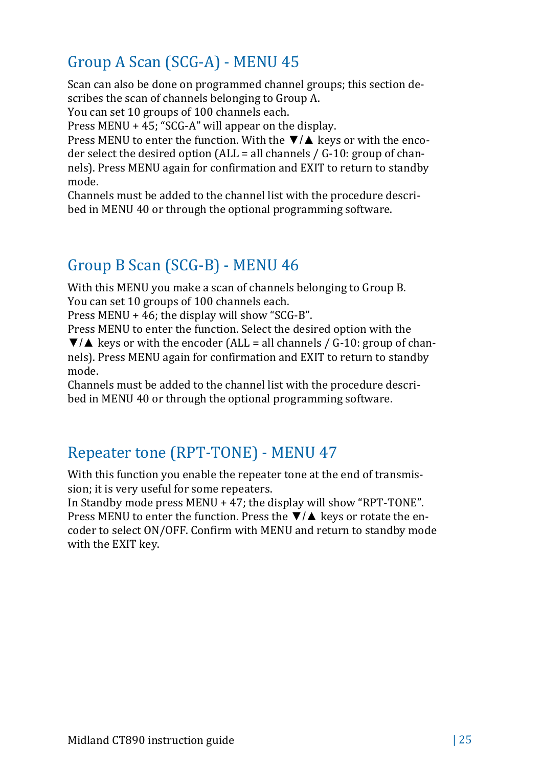## Group A Scan (SCG-A) - MENU 45

Scan can also be done on programmed channel groups; this section describes the scan of channels belonging to Group A.
You can set 10 groups of 100 channels each.
Press MENU + 45; “SCG-A” will appear on the display.
Press MENU to enter the function. With the ▼/▲ keys or with the encoder select the desired option (ALL = all channels / G-10: group of channels). Press MENU again for confirmation and EXIT to return to standby mode.
Channels must be added to the channel list with the procedure described in MENU 40 or through the optional programming software.

## Group B Scan (SCG-B) - MENU 46

With this MENU you make a scan of channels belonging to Group B.
You can set 10 groups of 100 channels each.
Press MENU + 46; the display will show “SCG-B”.
Press MENU to enter the function. Select the desired option with the ▼/▲ keys or with the encoder (ALL = all channels / G-10: group of channels). Press MENU again for confirmation and EXIT to return to standby mode.
Channels must be added to the channel list with the procedure described in MENU 40 or through the optional programming software.

## Repeater tone (RPT-TONE) - MENU 47

With this function you enable the repeater tone at the end of transmission; it is very useful for some repeaters.
In Standby mode press MENU + 47; the display will show “RPT-TONE”.
Press MENU to enter the function. Press the ▼/▲ keys or rotate the encoder to select ON/OFF. Confirm with MENU and return to standby mode with the EXIT key.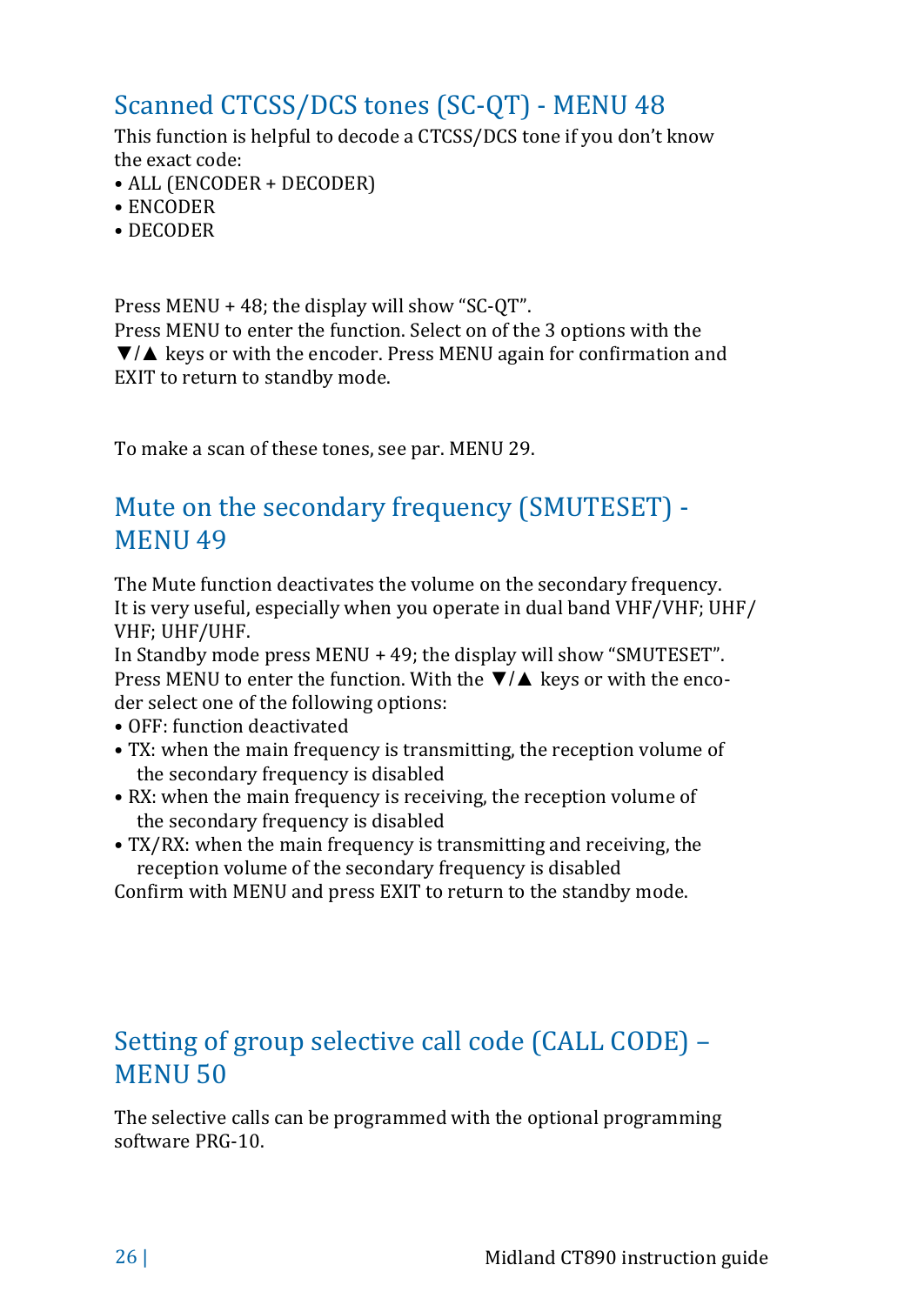## Scanned CTCSS/DCS tones (SC-QT) - MENU 48

This function is helpful to decode a CTCSS/DCS tone if you don't know the exact code:

- ALL (ENCODER + DECODER)
- ENCODER
- DECODER

Press MENU + 48; the display will show "SC-QT".
Press MENU to enter the function. Select on of the 3 options with the ▼/▲ keys or with the encoder. Press MENU again for confirmation and EXIT to return to standby mode.

To make a scan of these tones, see par. MENU 29.

## Mute on the secondary frequency (SMUTESET) - MENU 49

The Mute function deactivates the volume on the secondary frequency.
It is very useful, especially when you operate in dual band VHF/VHF; UHF/VHF; UHF/UHF.
In Standby mode press MENU + 49; the display will show "SMUTESET".
Press MENU to enter the function. With the ▼/▲ keys or with the encoder select one of the following options:

- OFF: function deactivated
- TX: when the main frequency is transmitting, the reception volume of the secondary frequency is disabled
- RX: when the main frequency is receiving, the reception volume of the secondary frequency is disabled
- TX/RX: when the main frequency is transmitting and receiving, the reception volume of the secondary frequency is disabled

Confirm with MENU and press EXIT to return to the standby mode.

## Setting of group selective call code (CALL CODE) – MENU 50

The selective calls can be programmed with the optional programming software PRG-10.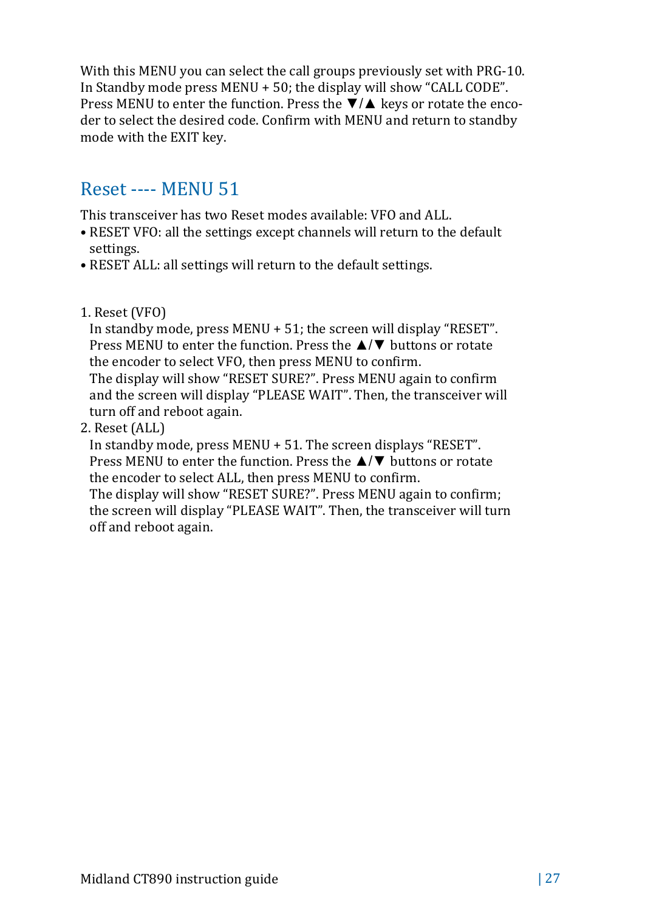With this MENU you can select the call groups previously set with PRG-10. In Standby mode press MENU + 50; the display will show “CALL CODE”. Press MENU to enter the function. Press the ▼/▲ keys or rotate the encoder to select the desired code. Confirm with MENU and return to standby mode with the EXIT key.

## Reset ---- MENU 51

This transceiver has two Reset modes available: VFO and ALL.

- RESET VFO: all the settings except channels will return to the default settings.
- RESET ALL: all settings will return to the default settings.

1. Reset (VFO)
   In standby mode, press MENU + 51; the screen will display “RESET”. Press MENU to enter the function. Press the ▲/▼ buttons or rotate the encoder to select VFO, then press MENU to confirm.
   The display will show “RESET SURE?”. Press MENU again to confirm and the screen will display “PLEASE WAIT”. Then, the transceiver will turn off and reboot again.
2. Reset (ALL)
   In standby mode, press MENU + 51. The screen displays “RESET”. Press MENU to enter the function. Press the ▲/▼ buttons or rotate the encoder to select ALL, then press MENU to confirm.
   The display will show “RESET SURE?”. Press MENU again to confirm; the screen will display “PLEASE WAIT”. Then, the transceiver will turn off and reboot again.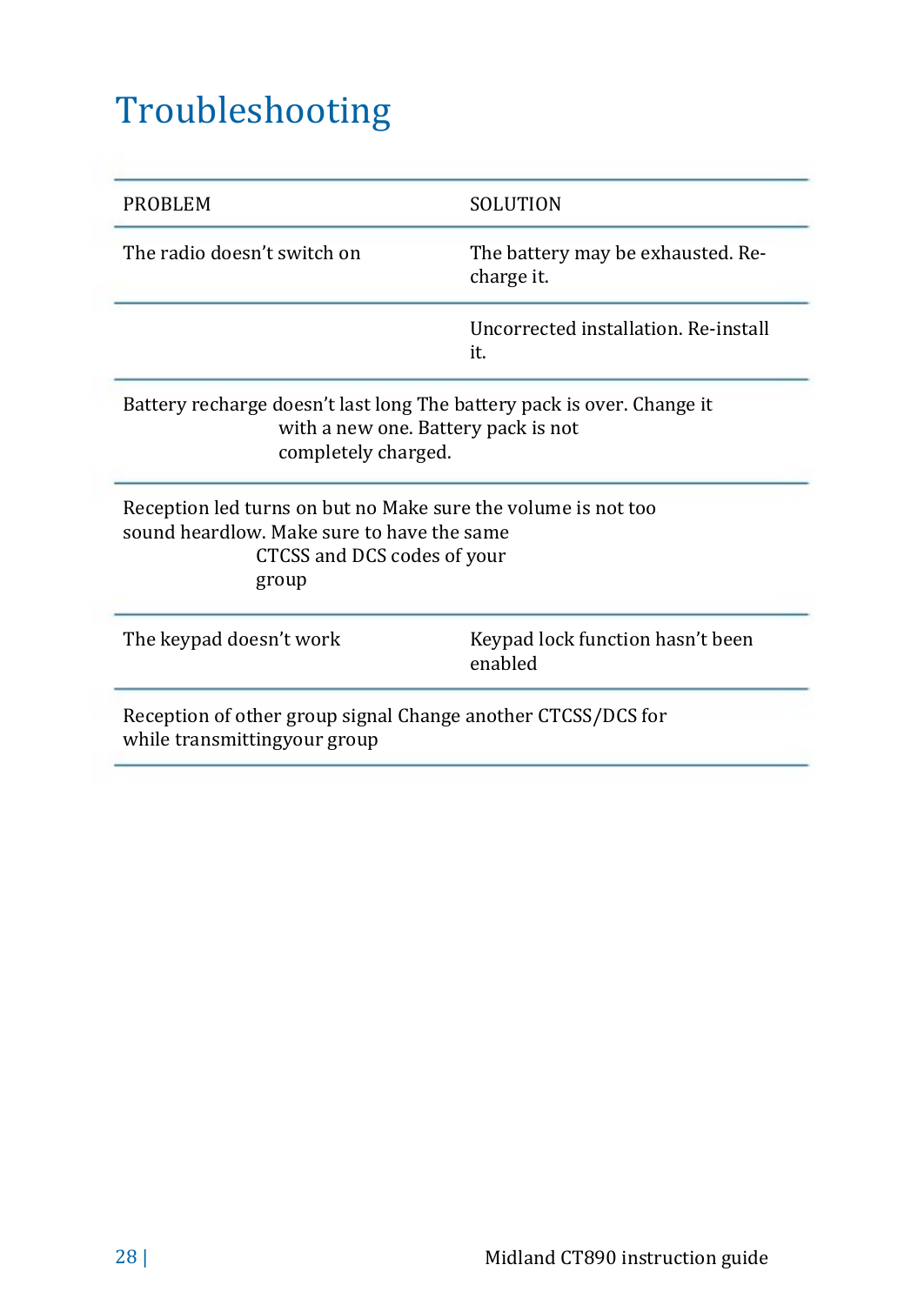# Troubleshooting

| PROBLEM | SOLUTION |
| --- | --- |
| The radio doesn't switch on | The battery may be exhausted. Re-charge it. |
| | Uncorrected installation. Re-install it. |
| Battery recharge doesn't last long | The battery pack is over. Change it with a new one. Battery pack is not completely charged. |
| Reception led turns on but no sound heard | Make sure the volume is not too low. Make sure to have the same CTCSS and DCS codes of your group |
| The keypad doesn't work | Keypad lock function hasn't been enabled |
| Reception of other group signal while transmitting | Change another CTCSS/DCS for your group |

Midland CT890 instruction guide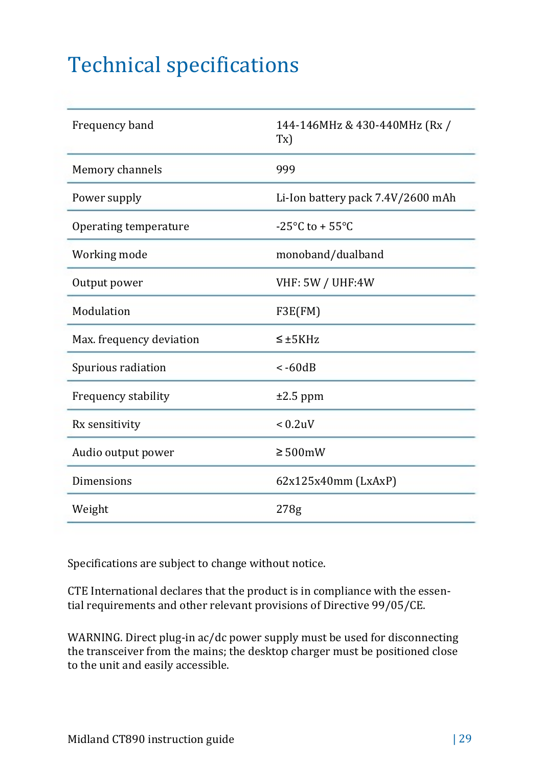# Technical specifications

| | |
|---|---|
| Frequency band | 144-146MHz & 430-440MHz (Rx / Tx) |
| Memory channels | 999 |
| Power supply | Li-Ion battery pack 7.4V/2600 mAh |
| Operating temperature | -25°C to + 55°C |
| Working mode | monoband/dualband |
| Output power | VHF: 5W / UHF:4W |
| Modulation | F3E(FM) |
| Max. frequency deviation | ≤ ±5KHz |
| Spurious radiation | < -60dB |
| Frequency stability | ±2.5 ppm |
| Rx sensitivity | < 0.2uV |
| Audio output power | ≥ 500mW |
| Dimensions | 62x125x40mm (LxAxP) |
| Weight | 278g |

Specifications are subject to change without notice.

CTE International declares that the product is in compliance with the essential requirements and other relevant provisions of Directive 99/05/CE.

WARNING. Direct plug-in ac/dc power supply must be used for disconnecting the transceiver from the mains; the desktop charger must be positioned close to the unit and easily accessible.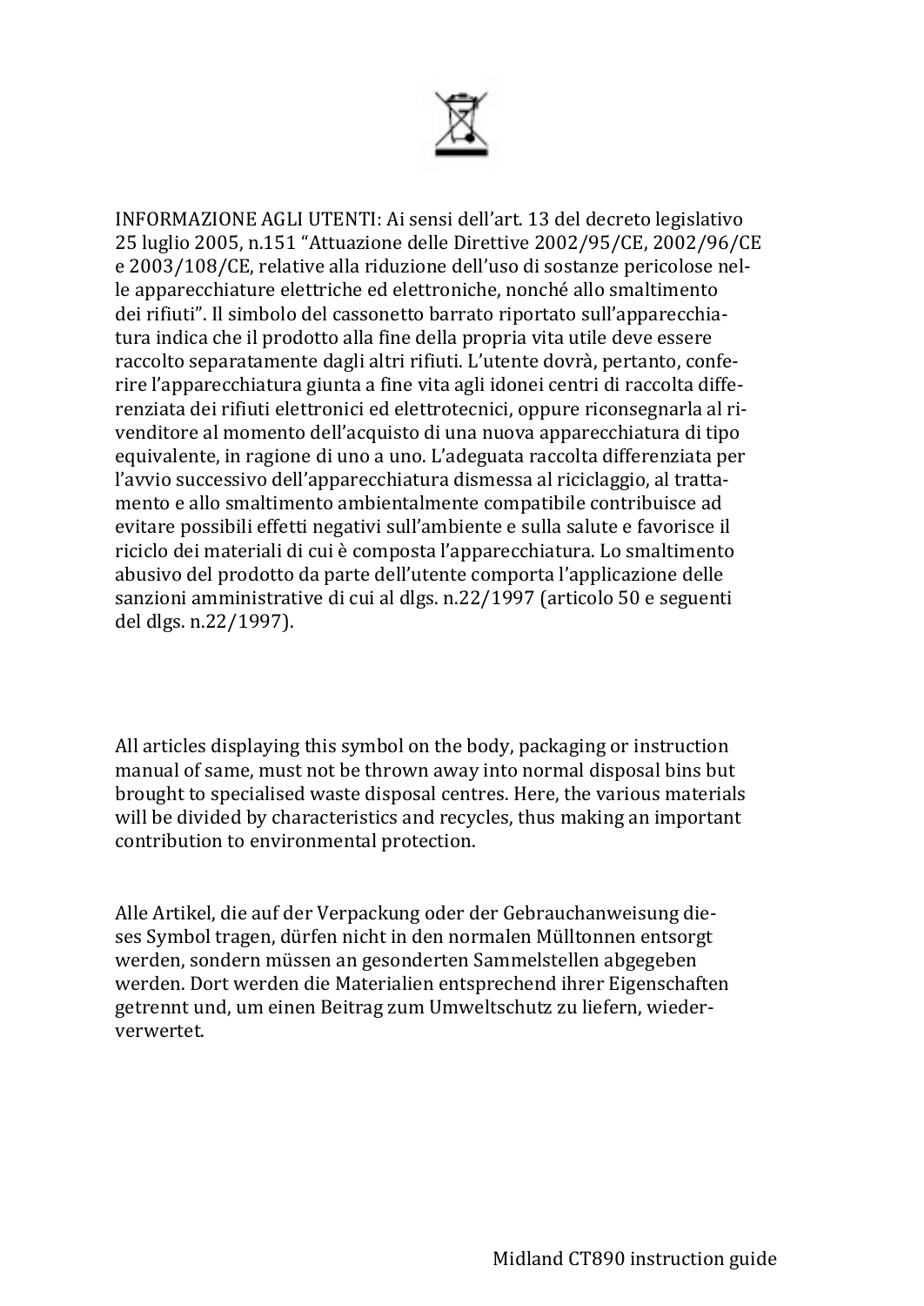INFORMAZIONE AGLI UTENTI: Ai sensi dell'art. 13 del decreto legislativo 25 luglio 2005, n.151 "Attuazione delle Direttive 2002/95/CE, 2002/96/CE e 2003/108/CE, relative alla riduzione dell'uso di sostanze pericolose nelle apparecchiature elettriche ed elettroniche, nonché allo smaltimento dei rifiuti". Il simbolo del cassonetto barrato riportato sull'apparecchiatura indica che il prodotto alla fine della propria vita utile deve essere raccolto separatamente dagli altri rifiuti. L'utente dovrà, pertanto, conferire l'apparecchiatura giunta a fine vita agli idonei centri di raccolta differenziata dei rifiuti elettronici ed elettrotecnici, oppure riconsegnarla al rivenditore al momento dell'acquisto di una nuova apparecchiatura di tipo equivalente, in ragione di uno a uno. L'adeguata raccolta differenziata per l'avvio successivo dell'apparecchiatura dismessa al riciclaggio, al trattamento e allo smaltimento ambientalmente compatibile contribuisce ad evitare possibili effetti negativi sull'ambiente e sulla salute e favorisce il riciclo dei materiali di cui è composta l'apparecchiatura. Lo smaltimento abusivo del prodotto da parte dell'utente comporta l'applicazione delle sanzioni amministrative di cui al dlgs. n.22/1997 (articolo 50 e seguenti del dlgs. n.22/1997).

All articles displaying this symbol on the body, packaging or instruction manual of same, must not be thrown away into normal disposal bins but brought to specialised waste disposal centres. Here, the various materials will be divided by characteristics and recycles, thus making an important contribution to environmental protection.

Alle Artikel, die auf der Verpackung oder der Gebrauchanweisung dieses Symbol tragen, dürfen nicht in den normalen Mülltonnen entsorgt werden, sondern müssen an gesonderten Sammelstellen abgegeben werden. Dort werden die Materialien entsprechend ihrer Eigenschaften getrennt und, um einen Beitrag zum Umweltschutz zu liefern, wiederverwertet.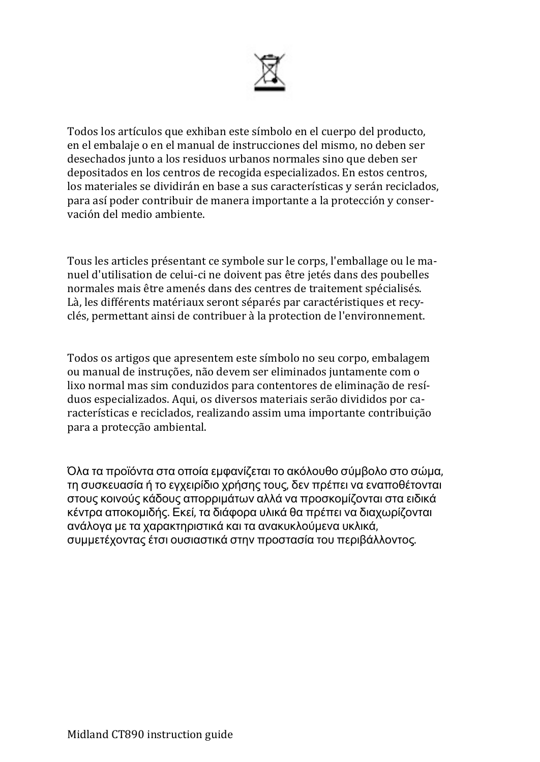Todos los artículos que exhiban este símbolo en el cuerpo del producto, en el embalaje o en el manual de instrucciones del mismo, no deben ser desechados junto a los residuos urbanos normales sino que deben ser depositados en los centros de recogida especializados. En estos centros, los materiales se dividirán en base a sus características y serán reciclados, para así poder contribuir de manera importante a la protección y conservación del medio ambiente.

Tous les articles présentant ce symbole sur le corps, l'emballage ou le manuel d'utilisation de celui-ci ne doivent pas être jetés dans des poubelles normales mais être amenés dans des centres de traitement spécialisés. Là, les différents matériaux seront séparés par caractéristiques et recyclés, permettant ainsi de contribuer à la protection de l'environnement.

Todos os artigos que apresentem este símbolo no seu corpo, embalagem ou manual de instruções, não devem ser eliminados juntamente com o lixo normal mas sim conduzidos para contentores de eliminação de resíduos especializados. Aqui, os diversos materiais serão divididos por características e reciclados, realizando assim uma importante contribuição para a protecção ambiental.

Όλα τα προϊόντα στα οποία εμφανίζεται το ακόλουθο σύμβολο στο σώμα, τη συσκευασία ή το εγχειρίδιο χρήσης τους, δεν πρέπει να εναποθέτονται στους κοινούς κάδους απορριμάτων αλλά να προσκομίζονται στα ειδικά κέντρα αποκομιδής. Εκεί, τα διάφορα υλικά θα πρέπει να διαχωρίζονται ανάλογα με τα χαρακτηριστικά και τα ανακυκλούμενα υκλικά, συμμετέχοντας έτσι ουσιαστικά στην προστασία του περιβάλλοντος.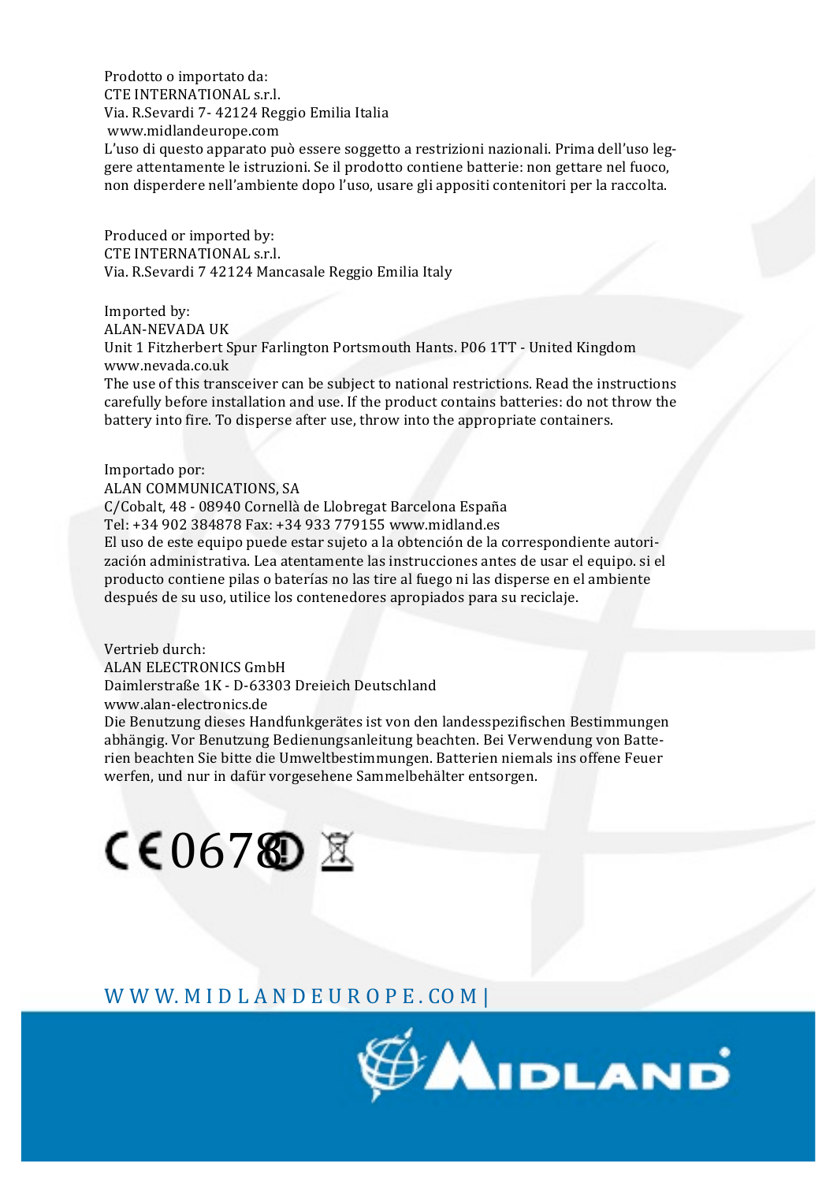Prodotto o importato da:
CTE INTERNATIONAL s.r.l.
Via. R.Sevardi 7- 42124 Reggio Emilia Italia
www.midlandeurope.com
L'uso di questo apparato può essere soggetto a restrizioni nazionali. Prima dell'uso leggere attentamente le istruzioni. Se il prodotto contiene batterie: non gettare nel fuoco, non disperdere nell'ambiente dopo l'uso, usare gli appositi contenitori per la raccolta.

Produced or imported by:
CTE INTERNATIONAL s.r.l.
Via. R.Sevardi 7 42124 Mancasale Reggio Emilia Italy

Imported by:
ALAN-NEVADA UK
Unit 1 Fitzherbert Spur Farlington Portsmouth Hants. P06 1TT - United Kingdom
www.nevada.co.uk
The use of this transceiver can be subject to national restrictions. Read the instructions carefully before installation and use. If the product contains batteries: do not throw the battery into fire. To disperse after use, throw into the appropriate containers.

Importado por:
ALAN COMMUNICATIONS, SA
C/Cobalt, 48 - 08940 Cornellà de Llobregat Barcelona España
Tel: +34 902 384878 Fax: +34 933 779155 www.midland.es
El uso de este equipo puede estar sujeto a la obtención de la correspondiente autorización administrativa. Lea atentamente las instrucciones antes de usar el equipo. si el producto contiene pilas o baterías no las tire al fuego ni las disperse en el ambiente después de su uso, utilice los contenedores apropiados para su reciclaje.

Vertrieb durch:
ALAN ELECTRONICS GmbH
Daimlerstraße 1K - D-63303 Dreieich Deutschland
www.alan-electronics.de
Die Benutzung dieses Handfunkgerätes ist von den landesspezifischen Bestimmungen abhängig. Vor Benutzung Bedienungsanleitung beachten. Bei Verwendung von Batterien beachten Sie bitte die Umweltbestimmungen. Batterien niemals ins offene Feuer werfen, und nur in dafür vorgesehene Sammelbehälter entsorgen.

CE 0678 ⓘ

WWW.MIDLANDEUROPE.COM |

MIDLAND